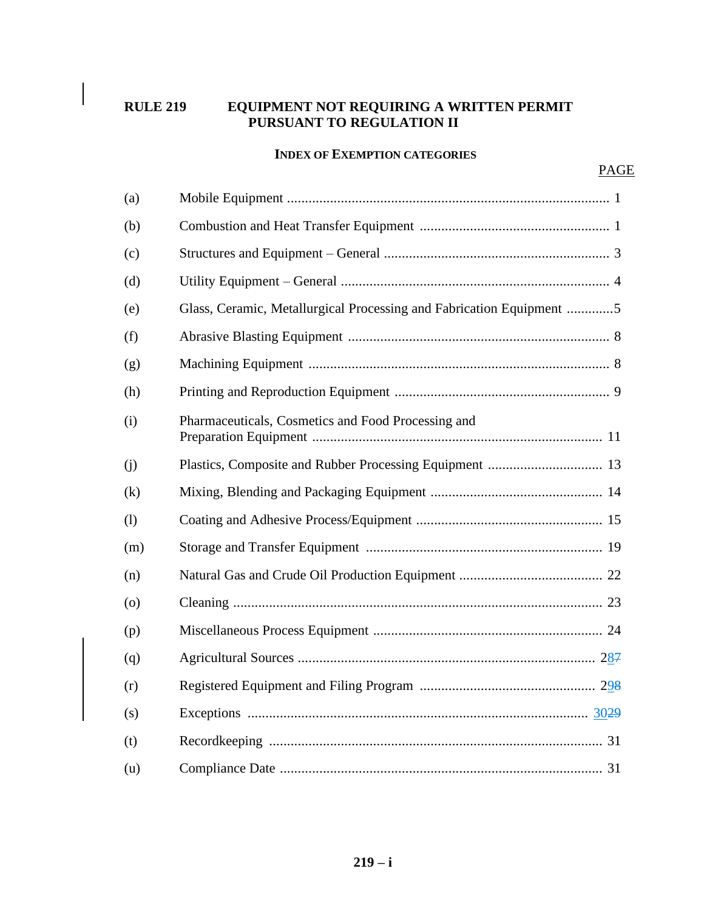# RULE 219 EQUIPMENT NOT REQUIRING A WRITTEN PERMIT PURSUANT TO REGULATION II

## INDEX OF EXEMPTION CATEGORIES

| | | PAGE |
|---|---|---|
| (a) | Mobile Equipment | 1 |
| (b) | Combustion and Heat Transfer Equipment | 1 |
| (c) | Structures and Equipment – General | 3 |
| (d) | Utility Equipment – General | 4 |
| (e) | Glass, Ceramic, Metallurgical Processing and Fabrication Equipment | 5 |
| (f) | Abrasive Blasting Equipment | 8 |
| (g) | Machining Equipment | 8 |
| (h) | Printing and Reproduction Equipment | 9 |
| (i) | Pharmaceuticals, Cosmetics and Food Processing and Preparation Equipment | 11 |
| (j) | Plastics, Composite and Rubber Processing Equipment | 13 |
| (k) | Mixing, Blending and Packaging Equipment | 14 |
| (l) | Coating and Adhesive Process/Equipment | 15 |
| (m) | Storage and Transfer Equipment | 19 |
| (n) | Natural Gas and Crude Oil Production Equipment | 22 |
| (o) | Cleaning | 23 |
| (p) | Miscellaneous Process Equipment | 24 |
| (q) | Agricultural Sources | 28~~7~~ |
| (r) | Registered Equipment and Filing Program | 29~~8~~ |
| (s) | Exceptions | 30~~29~~ |
| (t) | Recordkeeping | 31 |
| (u) | Compliance Date | 31 |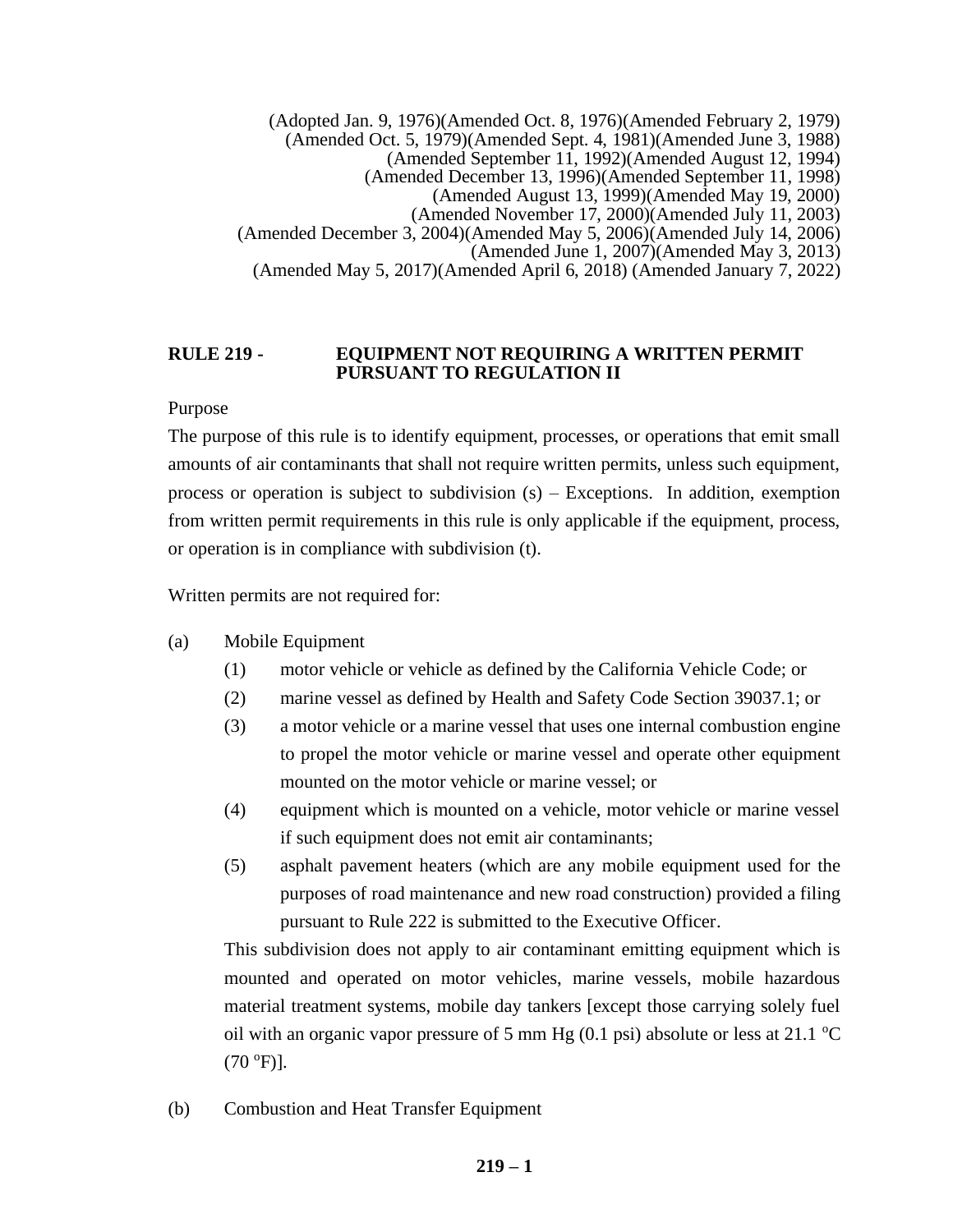(Adopted Jan. 9, 1976)(Amended Oct. 8, 1976)(Amended February 2, 1979)
(Amended Oct. 5, 1979)(Amended Sept. 4, 1981)(Amended June 3, 1988)
(Amended September 11, 1992)(Amended August 12, 1994)
(Amended December 13, 1996)(Amended September 11, 1998)
(Amended August 13, 1999)(Amended May 19, 2000)
(Amended November 17, 2000)(Amended July 11, 2003)
(Amended December 3, 2004)(Amended May 5, 2006)(Amended July 14, 2006)
(Amended June 1, 2007)(Amended May 3, 2013)
(Amended May 5, 2017)(Amended April 6, 2018) (Amended January 7, 2022)

## RULE 219 - EQUIPMENT NOT REQUIRING A WRITTEN PERMIT PURSUANT TO REGULATION II

Purpose

The purpose of this rule is to identify equipment, processes, or operations that emit small amounts of air contaminants that shall not require written permits, unless such equipment, process or operation is subject to subdivision (s) – Exceptions. In addition, exemption from written permit requirements in this rule is only applicable if the equipment, process, or operation is in compliance with subdivision (t).

Written permits are not required for:

(a) Mobile Equipment

- (1) motor vehicle or vehicle as defined by the California Vehicle Code; or
- (2) marine vessel as defined by Health and Safety Code Section 39037.1; or
- (3) a motor vehicle or a marine vessel that uses one internal combustion engine to propel the motor vehicle or marine vessel and operate other equipment mounted on the motor vehicle or marine vessel; or
- (4) equipment which is mounted on a vehicle, motor vehicle or marine vessel if such equipment does not emit air contaminants;
- (5) asphalt pavement heaters (which are any mobile equipment used for the purposes of road maintenance and new road construction) provided a filing pursuant to Rule 222 is submitted to the Executive Officer.

This subdivision does not apply to air contaminant emitting equipment which is mounted and operated on motor vehicles, marine vessels, mobile hazardous material treatment systems, mobile day tankers [except those carrying solely fuel oil with an organic vapor pressure of 5 mm Hg (0.1 psi) absolute or less at 21.1 $^{o}$C (70 $^{o}$F)].

(b) Combustion and Heat Transfer Equipment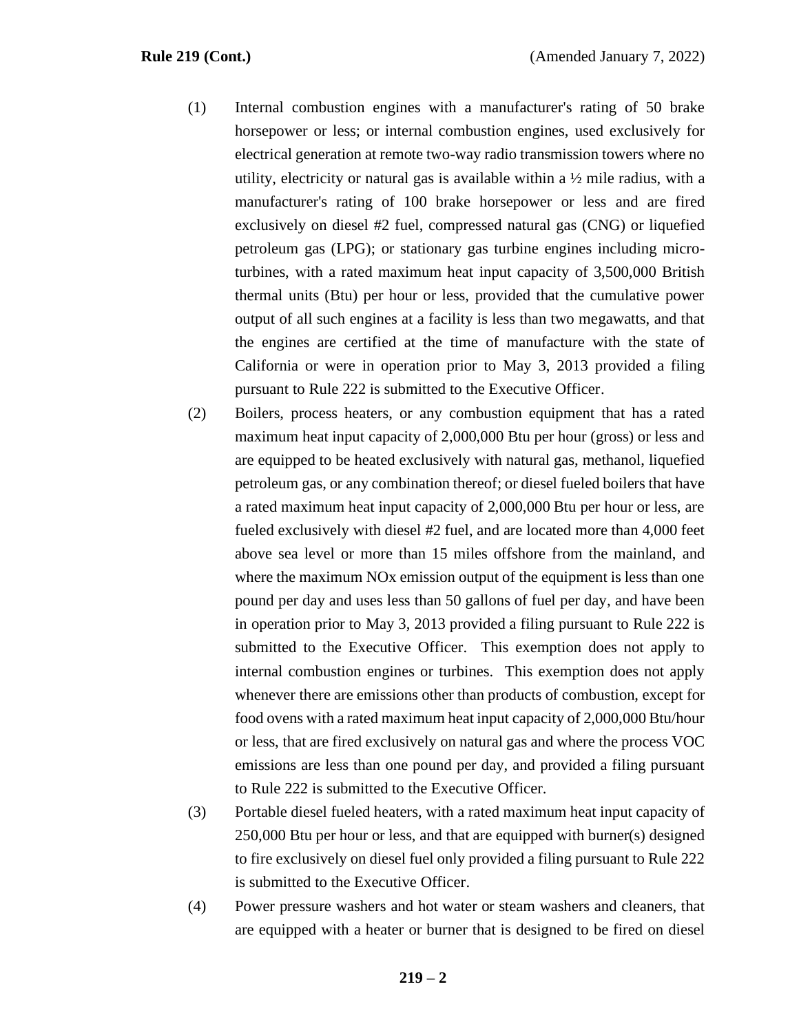(1) Internal combustion engines with a manufacturer's rating of 50 brake horsepower or less; or internal combustion engines, used exclusively for electrical generation at remote two-way radio transmission towers where no utility, electricity or natural gas is available within a ½ mile radius, with a manufacturer's rating of 100 brake horsepower or less and are fired exclusively on diesel #2 fuel, compressed natural gas (CNG) or liquefied petroleum gas (LPG); or stationary gas turbine engines including micro-turbines, with a rated maximum heat input capacity of 3,500,000 British thermal units (Btu) per hour or less, provided that the cumulative power output of all such engines at a facility is less than two megawatts, and that the engines are certified at the time of manufacture with the state of California or were in operation prior to May 3, 2013 provided a filing pursuant to Rule 222 is submitted to the Executive Officer.

(2) Boilers, process heaters, or any combustion equipment that has a rated maximum heat input capacity of 2,000,000 Btu per hour (gross) or less and are equipped to be heated exclusively with natural gas, methanol, liquefied petroleum gas, or any combination thereof; or diesel fueled boilers that have a rated maximum heat input capacity of 2,000,000 Btu per hour or less, are fueled exclusively with diesel #2 fuel, and are located more than 4,000 feet above sea level or more than 15 miles offshore from the mainland, and where the maximum NOx emission output of the equipment is less than one pound per day and uses less than 50 gallons of fuel per day, and have been in operation prior to May 3, 2013 provided a filing pursuant to Rule 222 is submitted to the Executive Officer. This exemption does not apply to internal combustion engines or turbines. This exemption does not apply whenever there are emissions other than products of combustion, except for food ovens with a rated maximum heat input capacity of 2,000,000 Btu/hour or less, that are fired exclusively on natural gas and where the process VOC emissions are less than one pound per day, and provided a filing pursuant to Rule 222 is submitted to the Executive Officer.

(3) Portable diesel fueled heaters, with a rated maximum heat input capacity of 250,000 Btu per hour or less, and that are equipped with burner(s) designed to fire exclusively on diesel fuel only provided a filing pursuant to Rule 222 is submitted to the Executive Officer.

(4) Power pressure washers and hot water or steam washers and cleaners, that are equipped with a heater or burner that is designed to be fired on diesel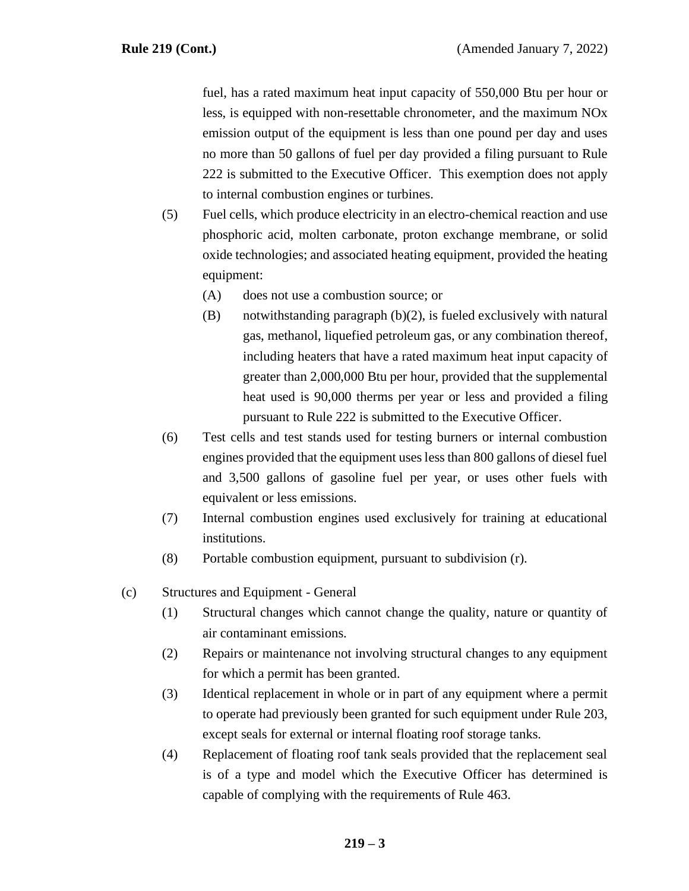fuel, has a rated maximum heat input capacity of 550,000 Btu per hour or less, is equipped with non-resettable chronometer, and the maximum NOx emission output of the equipment is less than one pound per day and uses no more than 50 gallons of fuel per day provided a filing pursuant to Rule 222 is submitted to the Executive Officer. This exemption does not apply to internal combustion engines or turbines.

(5) Fuel cells, which produce electricity in an electro-chemical reaction and use phosphoric acid, molten carbonate, proton exchange membrane, or solid oxide technologies; and associated heating equipment, provided the heating equipment:

   (A) does not use a combustion source; or

   (B) notwithstanding paragraph (b)(2), is fueled exclusively with natural gas, methanol, liquefied petroleum gas, or any combination thereof, including heaters that have a rated maximum heat input capacity of greater than 2,000,000 Btu per hour, provided that the supplemental heat used is 90,000 therms per year or less and provided a filing pursuant to Rule 222 is submitted to the Executive Officer.

(6) Test cells and test stands used for testing burners or internal combustion engines provided that the equipment uses less than 800 gallons of diesel fuel and 3,500 gallons of gasoline fuel per year, or uses other fuels with equivalent or less emissions.

(7) Internal combustion engines used exclusively for training at educational institutions.

(8) Portable combustion equipment, pursuant to subdivision (r).

(c) Structures and Equipment - General

(1) Structural changes which cannot change the quality, nature or quantity of air contaminant emissions.

(2) Repairs or maintenance not involving structural changes to any equipment for which a permit has been granted.

(3) Identical replacement in whole or in part of any equipment where a permit to operate had previously been granted for such equipment under Rule 203, except seals for external or internal floating roof storage tanks.

(4) Replacement of floating roof tank seals provided that the replacement seal is of a type and model which the Executive Officer has determined is capable of complying with the requirements of Rule 463.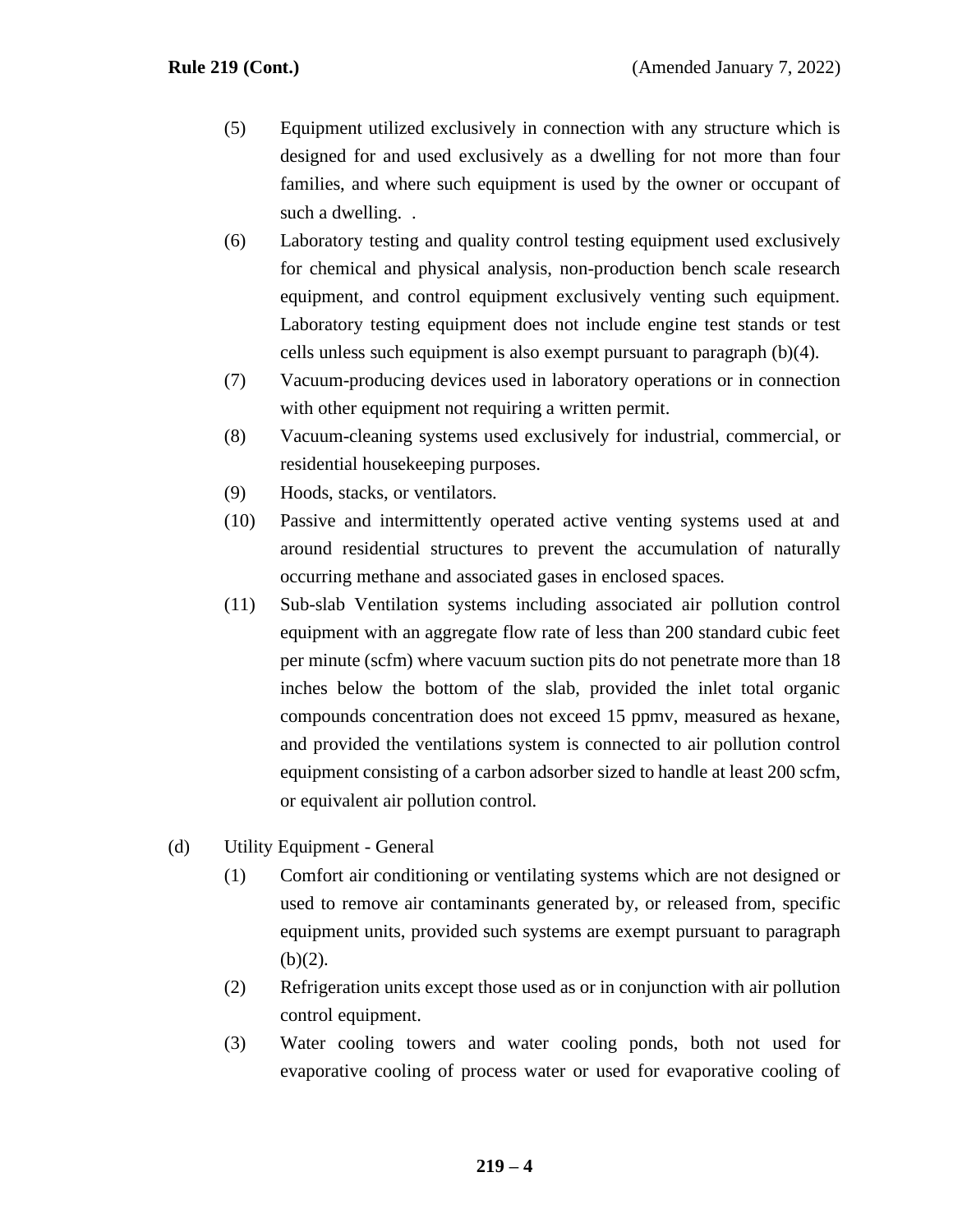(5) Equipment utilized exclusively in connection with any structure which is designed for and used exclusively as a dwelling for not more than four families, and where such equipment is used by the owner or occupant of such a dwelling. .

(6) Laboratory testing and quality control testing equipment used exclusively for chemical and physical analysis, non-production bench scale research equipment, and control equipment exclusively venting such equipment. Laboratory testing equipment does not include engine test stands or test cells unless such equipment is also exempt pursuant to paragraph (b)(4).

(7) Vacuum-producing devices used in laboratory operations or in connection with other equipment not requiring a written permit.

(8) Vacuum-cleaning systems used exclusively for industrial, commercial, or residential housekeeping purposes.

(9) Hoods, stacks, or ventilators.

(10) Passive and intermittently operated active venting systems used at and around residential structures to prevent the accumulation of naturally occurring methane and associated gases in enclosed spaces.

(11) Sub-slab Ventilation systems including associated air pollution control equipment with an aggregate flow rate of less than 200 standard cubic feet per minute (scfm) where vacuum suction pits do not penetrate more than 18 inches below the bottom of the slab, provided the inlet total organic compounds concentration does not exceed 15 ppmv, measured as hexane, and provided the ventilations system is connected to air pollution control equipment consisting of a carbon adsorber sized to handle at least 200 scfm, or equivalent air pollution control.

(d) Utility Equipment - General

(1) Comfort air conditioning or ventilating systems which are not designed or used to remove air contaminants generated by, or released from, specific equipment units, provided such systems are exempt pursuant to paragraph (b)(2).

(2) Refrigeration units except those used as or in conjunction with air pollution control equipment.

(3) Water cooling towers and water cooling ponds, both not used for evaporative cooling of process water or used for evaporative cooling of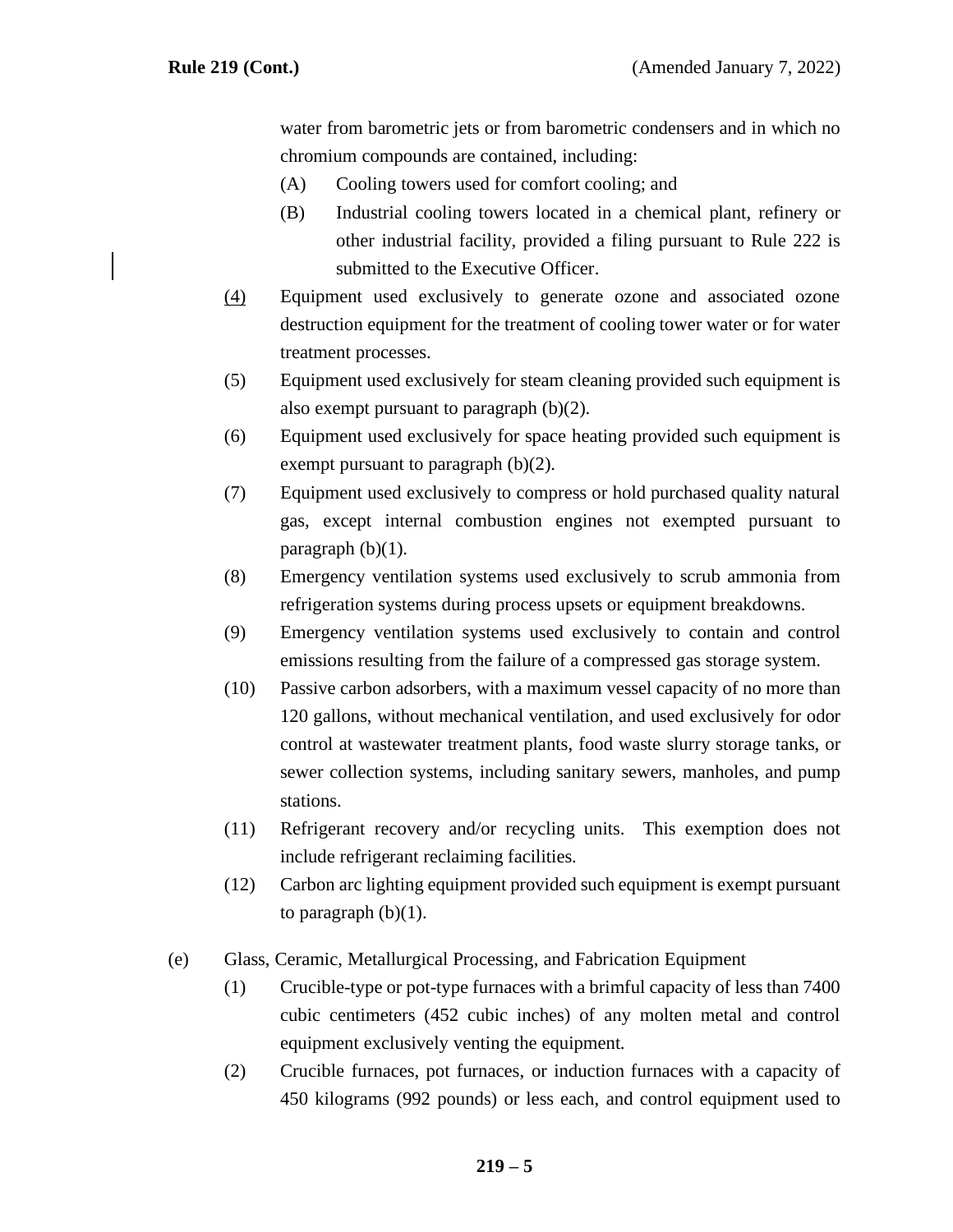water from barometric jets or from barometric condensers and in which no chromium compounds are contained, including:

(A) Cooling towers used for comfort cooling; and

(B) Industrial cooling towers located in a chemical plant, refinery or other industrial facility, provided a filing pursuant to Rule 222 is submitted to the Executive Officer.

(4) Equipment used exclusively to generate ozone and associated ozone destruction equipment for the treatment of cooling tower water or for water treatment processes.

(5) Equipment used exclusively for steam cleaning provided such equipment is also exempt pursuant to paragraph (b)(2).

(6) Equipment used exclusively for space heating provided such equipment is exempt pursuant to paragraph (b)(2).

(7) Equipment used exclusively to compress or hold purchased quality natural gas, except internal combustion engines not exempted pursuant to paragraph (b)(1).

(8) Emergency ventilation systems used exclusively to scrub ammonia from refrigeration systems during process upsets or equipment breakdowns.

(9) Emergency ventilation systems used exclusively to contain and control emissions resulting from the failure of a compressed gas storage system.

(10) Passive carbon adsorbers, with a maximum vessel capacity of no more than 120 gallons, without mechanical ventilation, and used exclusively for odor control at wastewater treatment plants, food waste slurry storage tanks, or sewer collection systems, including sanitary sewers, manholes, and pump stations.

(11) Refrigerant recovery and/or recycling units. This exemption does not include refrigerant reclaiming facilities.

(12) Carbon arc lighting equipment provided such equipment is exempt pursuant to paragraph (b)(1).

(e) Glass, Ceramic, Metallurgical Processing, and Fabrication Equipment

(1) Crucible-type or pot-type furnaces with a brimful capacity of less than 7400 cubic centimeters (452 cubic inches) of any molten metal and control equipment exclusively venting the equipment.

(2) Crucible furnaces, pot furnaces, or induction furnaces with a capacity of 450 kilograms (992 pounds) or less each, and control equipment used to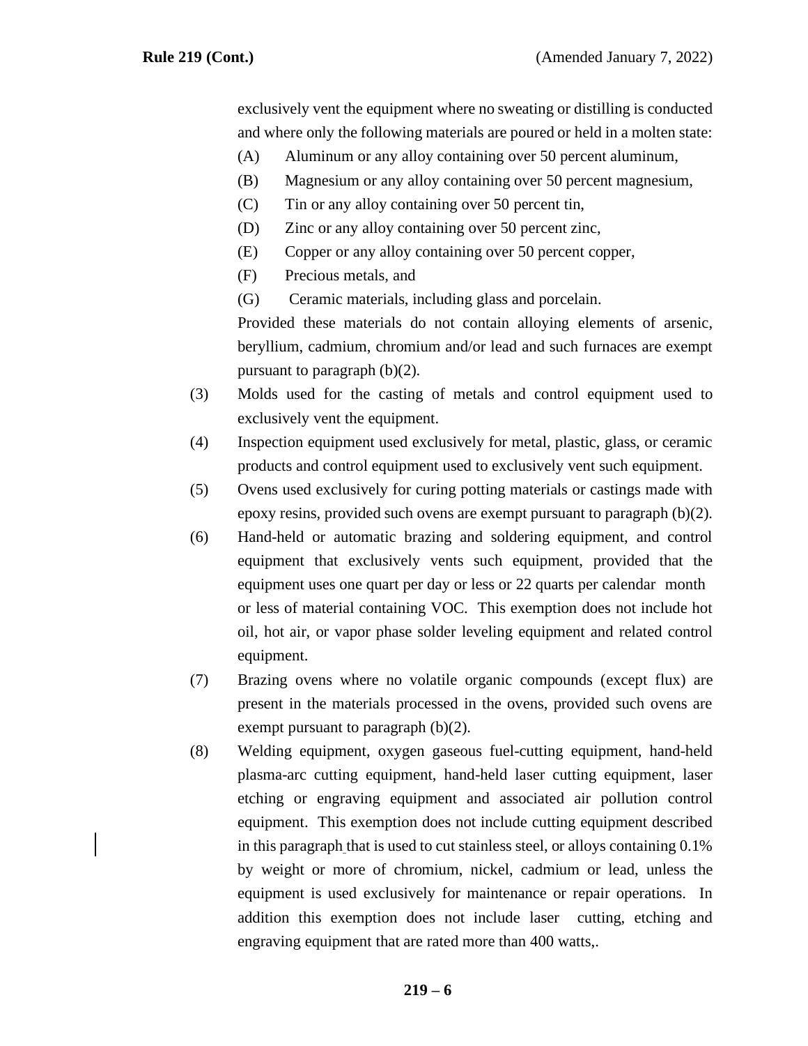exclusively vent the equipment where no sweating or distilling is conducted and where only the following materials are poured or held in a molten state:

(A) Aluminum or any alloy containing over 50 percent aluminum,

(B) Magnesium or any alloy containing over 50 percent magnesium,

(C) Tin or any alloy containing over 50 percent tin,

(D) Zinc or any alloy containing over 50 percent zinc,

(E) Copper or any alloy containing over 50 percent copper,

(F) Precious metals, and

(G) Ceramic materials, including glass and porcelain.

Provided these materials do not contain alloying elements of arsenic, beryllium, cadmium, chromium and/or lead and such furnaces are exempt pursuant to paragraph (b)(2).

(3) Molds used for the casting of metals and control equipment used to exclusively vent the equipment.

(4) Inspection equipment used exclusively for metal, plastic, glass, or ceramic products and control equipment used to exclusively vent such equipment.

(5) Ovens used exclusively for curing potting materials or castings made with epoxy resins, provided such ovens are exempt pursuant to paragraph (b)(2).

(6) Hand-held or automatic brazing and soldering equipment, and control equipment that exclusively vents such equipment, provided that the equipment uses one quart per day or less or 22 quarts per calendar month or less of material containing VOC. This exemption does not include hot oil, hot air, or vapor phase solder leveling equipment and related control equipment.

(7) Brazing ovens where no volatile organic compounds (except flux) are present in the materials processed in the ovens, provided such ovens are exempt pursuant to paragraph (b)(2).

(8) Welding equipment, oxygen gaseous fuel-cutting equipment, hand-held plasma-arc cutting equipment, hand-held laser cutting equipment, laser etching or engraving equipment and associated air pollution control equipment. This exemption does not include cutting equipment described in this paragraph that is used to cut stainless steel, or alloys containing 0.1% by weight or more of chromium, nickel, cadmium or lead, unless the equipment is used exclusively for maintenance or repair operations. In addition this exemption does not include laser cutting, etching and engraving equipment that are rated more than 400 watts,.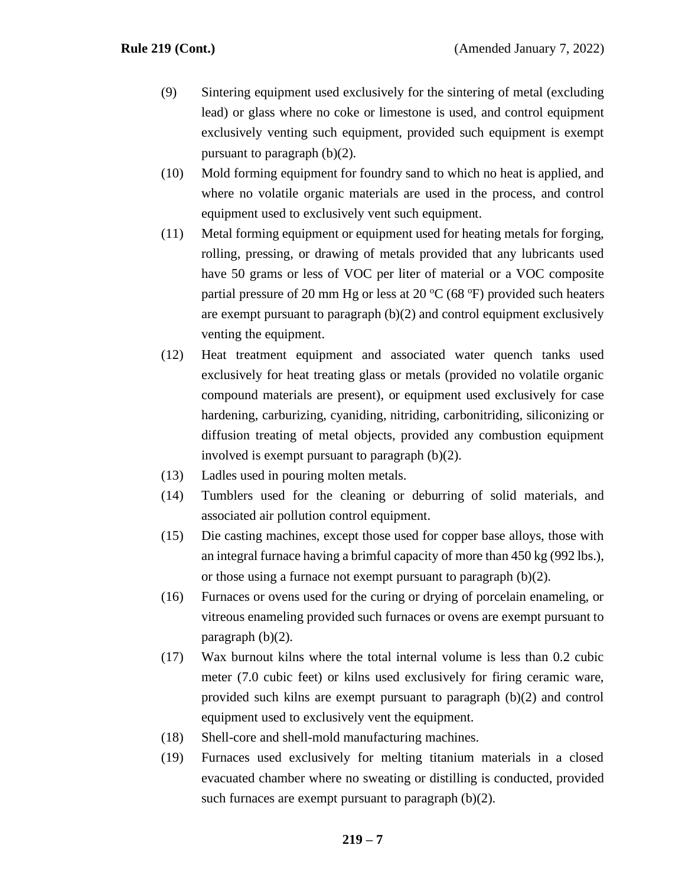(9) Sintering equipment used exclusively for the sintering of metal (excluding lead) or glass where no coke or limestone is used, and control equipment exclusively venting such equipment, provided such equipment is exempt pursuant to paragraph (b)(2).

(10) Mold forming equipment for foundry sand to which no heat is applied, and where no volatile organic materials are used in the process, and control equipment used to exclusively vent such equipment.

(11) Metal forming equipment or equipment used for heating metals for forging, rolling, pressing, or drawing of metals provided that any lubricants used have 50 grams or less of VOC per liter of material or a VOC composite partial pressure of 20 mm Hg or less at 20 $^{o}$C (68 $^{o}$F) provided such heaters are exempt pursuant to paragraph (b)(2) and control equipment exclusively venting the equipment.

(12) Heat treatment equipment and associated water quench tanks used exclusively for heat treating glass or metals (provided no volatile organic compound materials are present), or equipment used exclusively for case hardening, carburizing, cyaniding, nitriding, carbonitriding, siliconizing or diffusion treating of metal objects, provided any combustion equipment involved is exempt pursuant to paragraph (b)(2).

(13) Ladles used in pouring molten metals.

(14) Tumblers used for the cleaning or deburring of solid materials, and associated air pollution control equipment.

(15) Die casting machines, except those used for copper base alloys, those with an integral furnace having a brimful capacity of more than 450 kg (992 lbs.), or those using a furnace not exempt pursuant to paragraph (b)(2).

(16) Furnaces or ovens used for the curing or drying of porcelain enameling, or vitreous enameling provided such furnaces or ovens are exempt pursuant to paragraph (b)(2).

(17) Wax burnout kilns where the total internal volume is less than 0.2 cubic meter (7.0 cubic feet) or kilns used exclusively for firing ceramic ware, provided such kilns are exempt pursuant to paragraph (b)(2) and control equipment used to exclusively vent the equipment.

(18) Shell-core and shell-mold manufacturing machines.

(19) Furnaces used exclusively for melting titanium materials in a closed evacuated chamber where no sweating or distilling is conducted, provided such furnaces are exempt pursuant to paragraph (b)(2).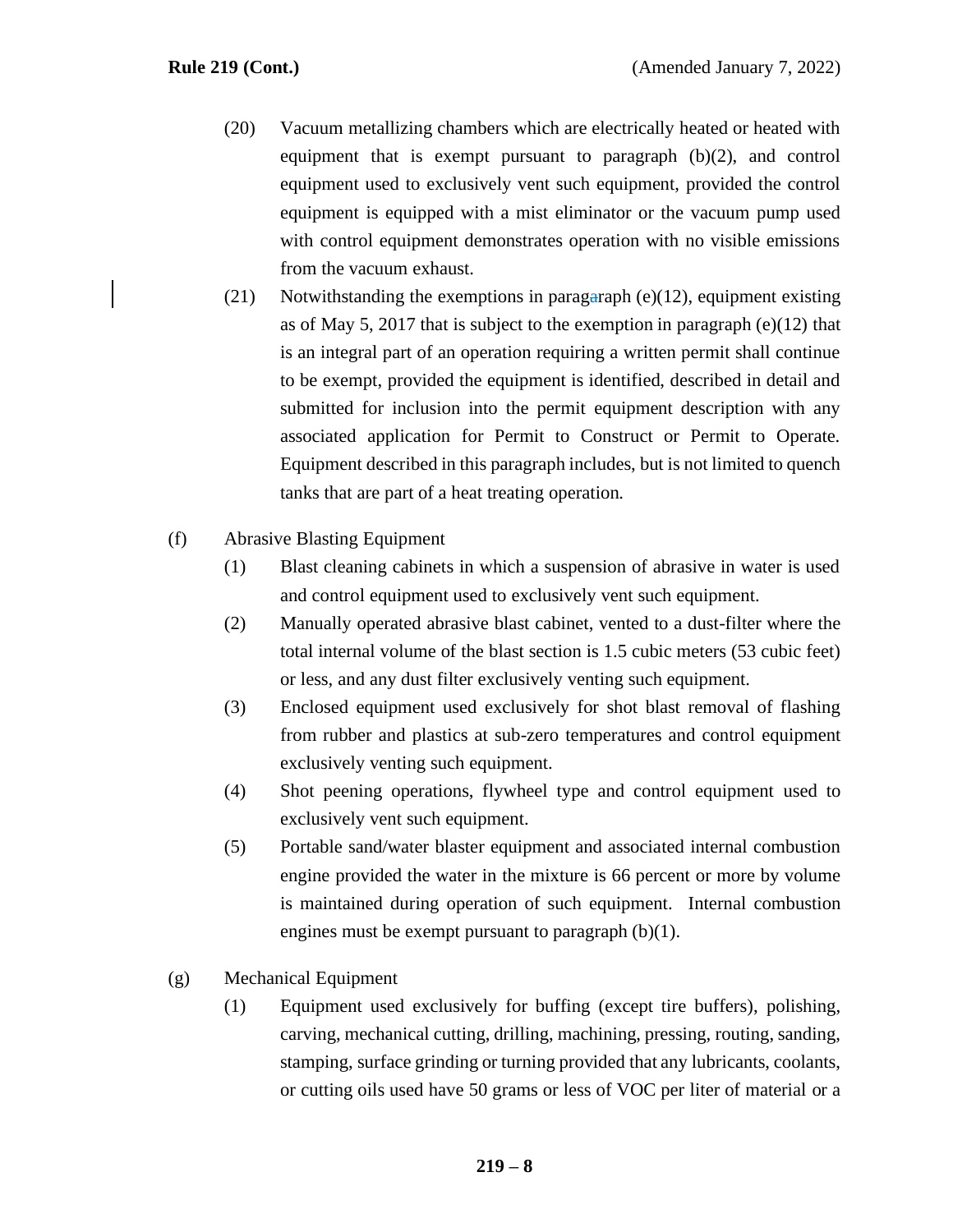(20) Vacuum metallizing chambers which are electrically heated or heated with equipment that is exempt pursuant to paragraph (b)(2), and control equipment used to exclusively vent such equipment, provided the control equipment is equipped with a mist eliminator or the vacuum pump used with control equipment demonstrates operation with no visible emissions from the vacuum exhaust.

(21) Notwithstanding the exemptions in paragaraph (e)(12), equipment existing as of May 5, 2017 that is subject to the exemption in paragraph (e)(12) that is an integral part of an operation requiring a written permit shall continue to be exempt, provided the equipment is identified, described in detail and submitted for inclusion into the permit equipment description with any associated application for Permit to Construct or Permit to Operate. Equipment described in this paragraph includes, but is not limited to quench tanks that are part of a heat treating operation.

(f) Abrasive Blasting Equipment

(1) Blast cleaning cabinets in which a suspension of abrasive in water is used and control equipment used to exclusively vent such equipment.

(2) Manually operated abrasive blast cabinet, vented to a dust-filter where the total internal volume of the blast section is 1.5 cubic meters (53 cubic feet) or less, and any dust filter exclusively venting such equipment.

(3) Enclosed equipment used exclusively for shot blast removal of flashing from rubber and plastics at sub-zero temperatures and control equipment exclusively venting such equipment.

(4) Shot peening operations, flywheel type and control equipment used to exclusively vent such equipment.

(5) Portable sand/water blaster equipment and associated internal combustion engine provided the water in the mixture is 66 percent or more by volume is maintained during operation of such equipment. Internal combustion engines must be exempt pursuant to paragraph (b)(1).

(g) Mechanical Equipment

(1) Equipment used exclusively for buffing (except tire buffers), polishing, carving, mechanical cutting, drilling, machining, pressing, routing, sanding, stamping, surface grinding or turning provided that any lubricants, coolants, or cutting oils used have 50 grams or less of VOC per liter of material or a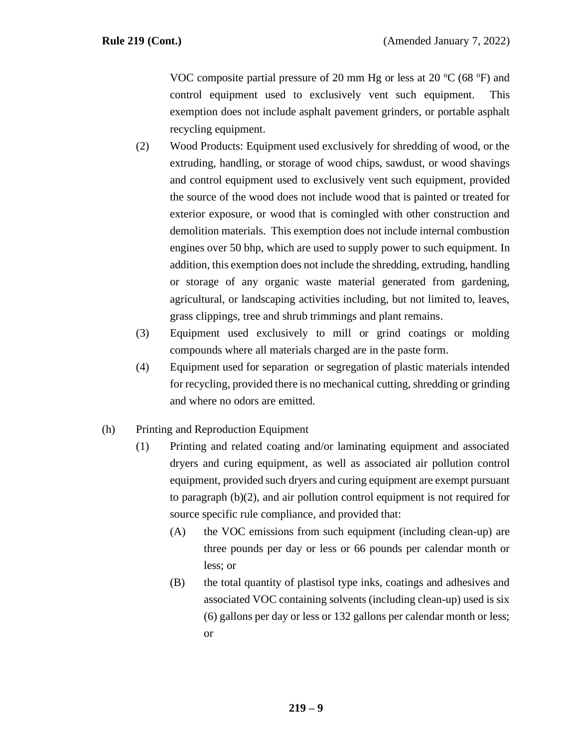VOC composite partial pressure of 20 mm Hg or less at 20 ºC (68 ºF) and control equipment used to exclusively vent such equipment. This exemption does not include asphalt pavement grinders, or portable asphalt recycling equipment.

(2) Wood Products: Equipment used exclusively for shredding of wood, or the extruding, handling, or storage of wood chips, sawdust, or wood shavings and control equipment used to exclusively vent such equipment, provided the source of the wood does not include wood that is painted or treated for exterior exposure, or wood that is comingled with other construction and demolition materials. This exemption does not include internal combustion engines over 50 bhp, which are used to supply power to such equipment. In addition, this exemption does not include the shredding, extruding, handling or storage of any organic waste material generated from gardening, agricultural, or landscaping activities including, but not limited to, leaves, grass clippings, tree and shrub trimmings and plant remains.

(3) Equipment used exclusively to mill or grind coatings or molding compounds where all materials charged are in the paste form.

(4) Equipment used for separation or segregation of plastic materials intended for recycling, provided there is no mechanical cutting, shredding or grinding and where no odors are emitted.

(h) Printing and Reproduction Equipment

(1) Printing and related coating and/or laminating equipment and associated dryers and curing equipment, as well as associated air pollution control equipment, provided such dryers and curing equipment are exempt pursuant to paragraph (b)(2), and air pollution control equipment is not required for source specific rule compliance, and provided that:

(A) the VOC emissions from such equipment (including clean-up) are three pounds per day or less or 66 pounds per calendar month or less; or

(B) the total quantity of plastisol type inks, coatings and adhesives and associated VOC containing solvents (including clean-up) used is six (6) gallons per day or less or 132 gallons per calendar month or less; or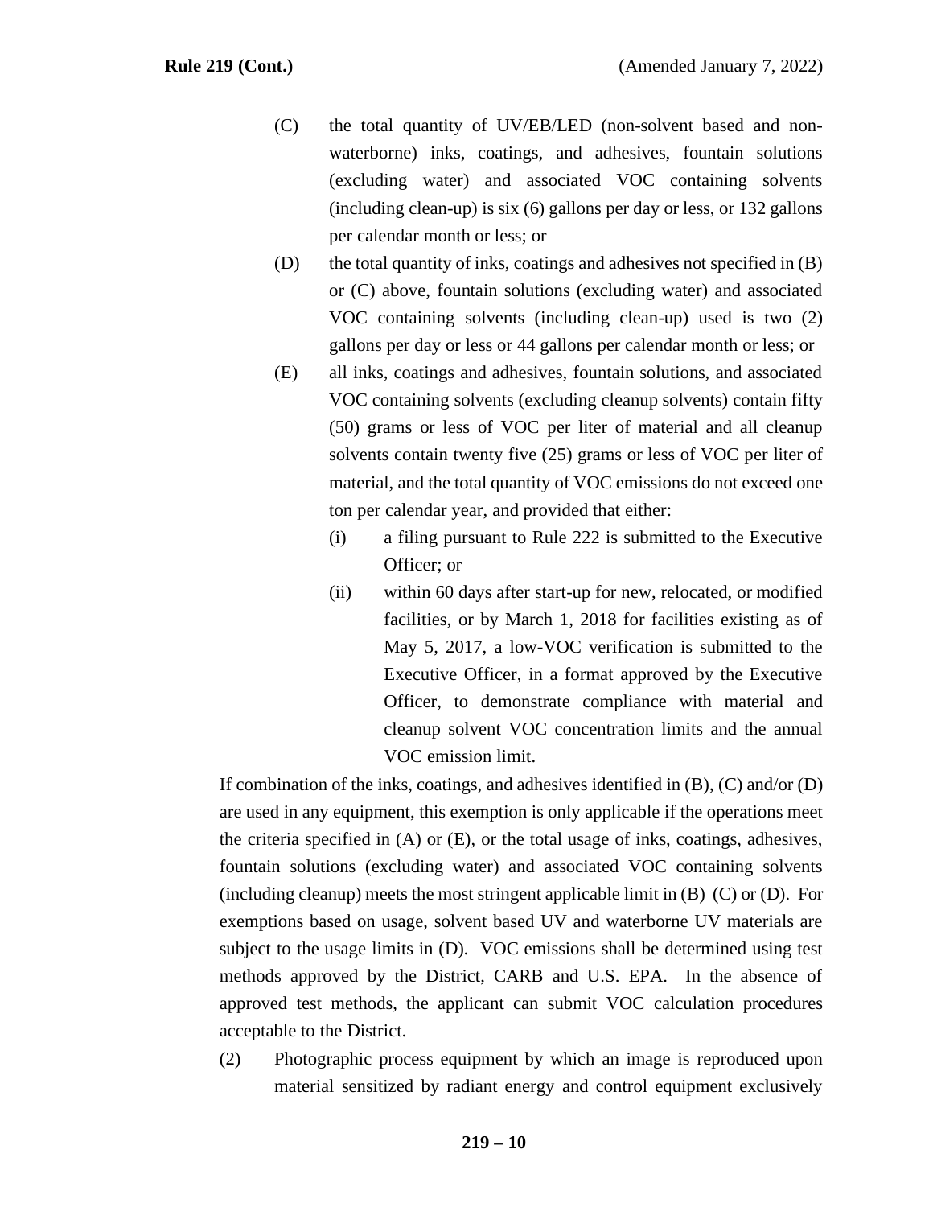(C) the total quantity of UV/EB/LED (non-solvent based and non-waterborne) inks, coatings, and adhesives, fountain solutions (excluding water) and associated VOC containing solvents (including clean-up) is six (6) gallons per day or less, or 132 gallons per calendar month or less; or

(D) the total quantity of inks, coatings and adhesives not specified in (B) or (C) above, fountain solutions (excluding water) and associated VOC containing solvents (including clean-up) used is two (2) gallons per day or less or 44 gallons per calendar month or less; or

(E) all inks, coatings and adhesives, fountain solutions, and associated VOC containing solvents (excluding cleanup solvents) contain fifty (50) grams or less of VOC per liter of material and all cleanup solvents contain twenty five (25) grams or less of VOC per liter of material, and the total quantity of VOC emissions do not exceed one ton per calendar year, and provided that either:

  (i) a filing pursuant to Rule 222 is submitted to the Executive Officer; or

  (ii) within 60 days after start-up for new, relocated, or modified facilities, or by March 1, 2018 for facilities existing as of May 5, 2017, a low-VOC verification is submitted to the Executive Officer, in a format approved by the Executive Officer, to demonstrate compliance with material and cleanup solvent VOC concentration limits and the annual VOC emission limit.

If combination of the inks, coatings, and adhesives identified in (B), (C) and/or (D) are used in any equipment, this exemption is only applicable if the operations meet the criteria specified in (A) or (E), or the total usage of inks, coatings, adhesives, fountain solutions (excluding water) and associated VOC containing solvents (including cleanup) meets the most stringent applicable limit in (B) (C) or (D). For exemptions based on usage, solvent based UV and waterborne UV materials are subject to the usage limits in (D). VOC emissions shall be determined using test methods approved by the District, CARB and U.S. EPA. In the absence of approved test methods, the applicant can submit VOC calculation procedures acceptable to the District.

(2) Photographic process equipment by which an image is reproduced upon material sensitized by radiant energy and control equipment exclusively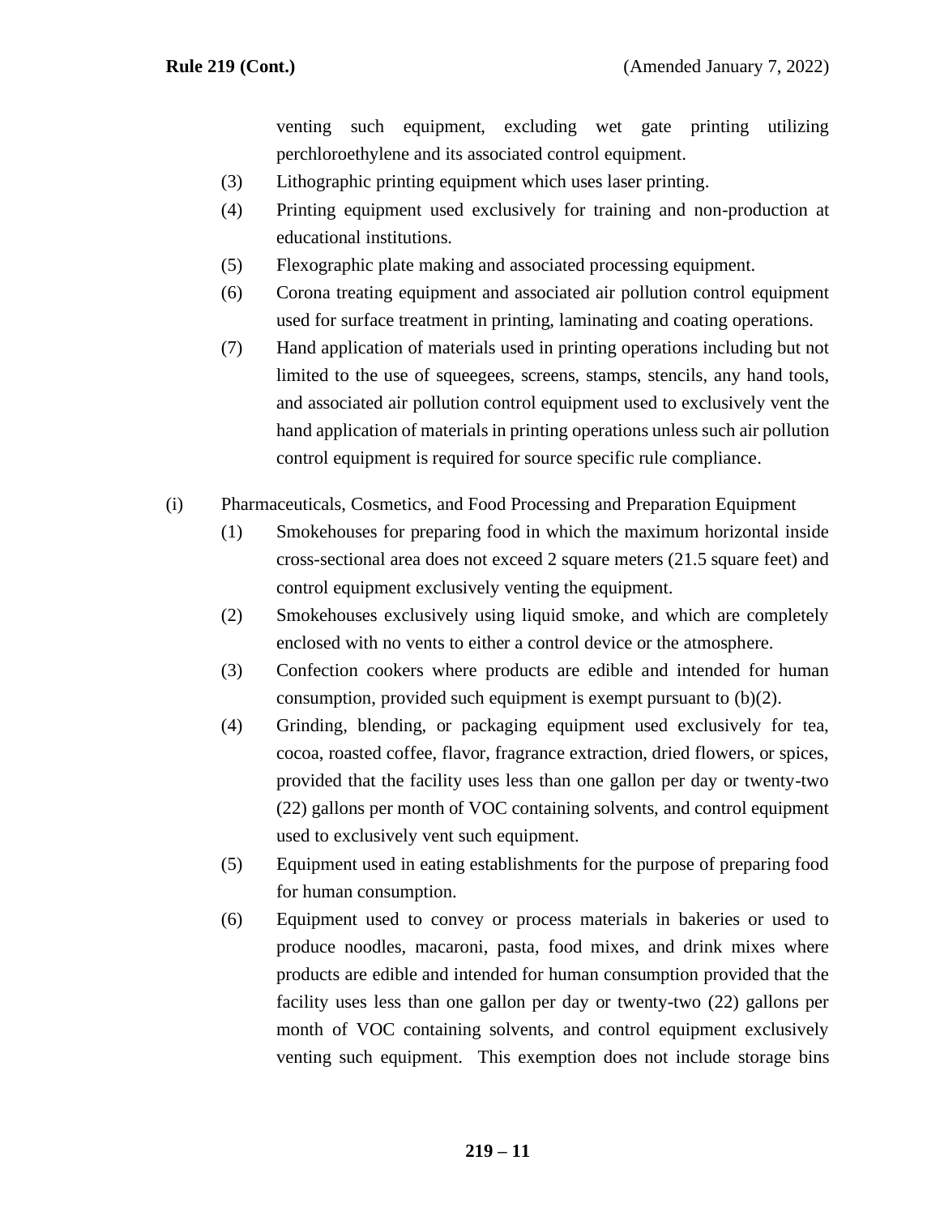venting such equipment, excluding wet gate printing utilizing perchloroethylene and its associated control equipment.

(3) Lithographic printing equipment which uses laser printing.

(4) Printing equipment used exclusively for training and non-production at educational institutions.

(5) Flexographic plate making and associated processing equipment.

(6) Corona treating equipment and associated air pollution control equipment used for surface treatment in printing, laminating and coating operations.

(7) Hand application of materials used in printing operations including but not limited to the use of squeegees, screens, stamps, stencils, any hand tools, and associated air pollution control equipment used to exclusively vent the hand application of materials in printing operations unless such air pollution control equipment is required for source specific rule compliance.

(i) Pharmaceuticals, Cosmetics, and Food Processing and Preparation Equipment

(1) Smokehouses for preparing food in which the maximum horizontal inside cross-sectional area does not exceed 2 square meters (21.5 square feet) and control equipment exclusively venting the equipment.

(2) Smokehouses exclusively using liquid smoke, and which are completely enclosed with no vents to either a control device or the atmosphere.

(3) Confection cookers where products are edible and intended for human consumption, provided such equipment is exempt pursuant to (b)(2).

(4) Grinding, blending, or packaging equipment used exclusively for tea, cocoa, roasted coffee, flavor, fragrance extraction, dried flowers, or spices, provided that the facility uses less than one gallon per day or twenty-two (22) gallons per month of VOC containing solvents, and control equipment used to exclusively vent such equipment.

(5) Equipment used in eating establishments for the purpose of preparing food for human consumption.

(6) Equipment used to convey or process materials in bakeries or used to produce noodles, macaroni, pasta, food mixes, and drink mixes where products are edible and intended for human consumption provided that the facility uses less than one gallon per day or twenty-two (22) gallons per month of VOC containing solvents, and control equipment exclusively venting such equipment. This exemption does not include storage bins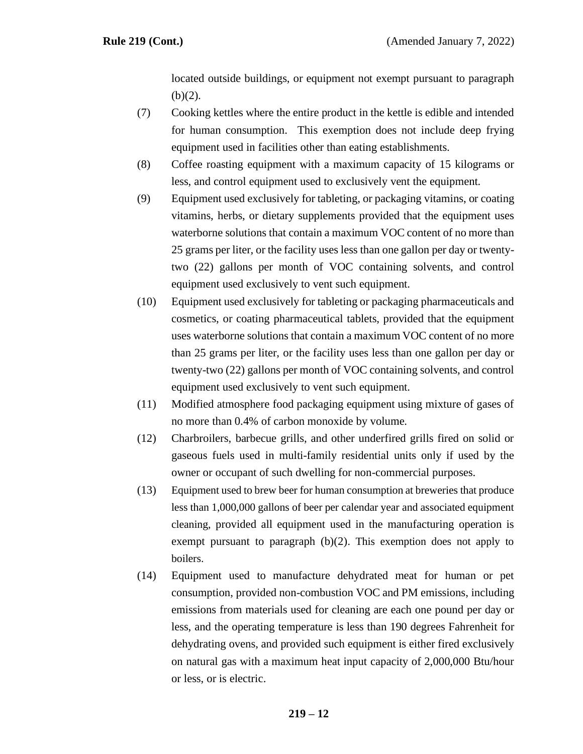located outside buildings, or equipment not exempt pursuant to paragraph (b)(2).

(7) Cooking kettles where the entire product in the kettle is edible and intended for human consumption. This exemption does not include deep frying equipment used in facilities other than eating establishments.

(8) Coffee roasting equipment with a maximum capacity of 15 kilograms or less, and control equipment used to exclusively vent the equipment.

(9) Equipment used exclusively for tableting, or packaging vitamins, or coating vitamins, herbs, or dietary supplements provided that the equipment uses waterborne solutions that contain a maximum VOC content of no more than 25 grams per liter, or the facility uses less than one gallon per day or twenty-two (22) gallons per month of VOC containing solvents, and control equipment used exclusively to vent such equipment.

(10) Equipment used exclusively for tableting or packaging pharmaceuticals and cosmetics, or coating pharmaceutical tablets, provided that the equipment uses waterborne solutions that contain a maximum VOC content of no more than 25 grams per liter, or the facility uses less than one gallon per day or twenty-two (22) gallons per month of VOC containing solvents, and control equipment used exclusively to vent such equipment.

(11) Modified atmosphere food packaging equipment using mixture of gases of no more than 0.4% of carbon monoxide by volume.

(12) Charbroilers, barbecue grills, and other underfired grills fired on solid or gaseous fuels used in multi-family residential units only if used by the owner or occupant of such dwelling for non-commercial purposes.

(13) Equipment used to brew beer for human consumption at breweries that produce less than 1,000,000 gallons of beer per calendar year and associated equipment cleaning, provided all equipment used in the manufacturing operation is exempt pursuant to paragraph (b)(2). This exemption does not apply to boilers.

(14) Equipment used to manufacture dehydrated meat for human or pet consumption, provided non-combustion VOC and PM emissions, including emissions from materials used for cleaning are each one pound per day or less, and the operating temperature is less than 190 degrees Fahrenheit for dehydrating ovens, and provided such equipment is either fired exclusively on natural gas with a maximum heat input capacity of 2,000,000 Btu/hour or less, or is electric.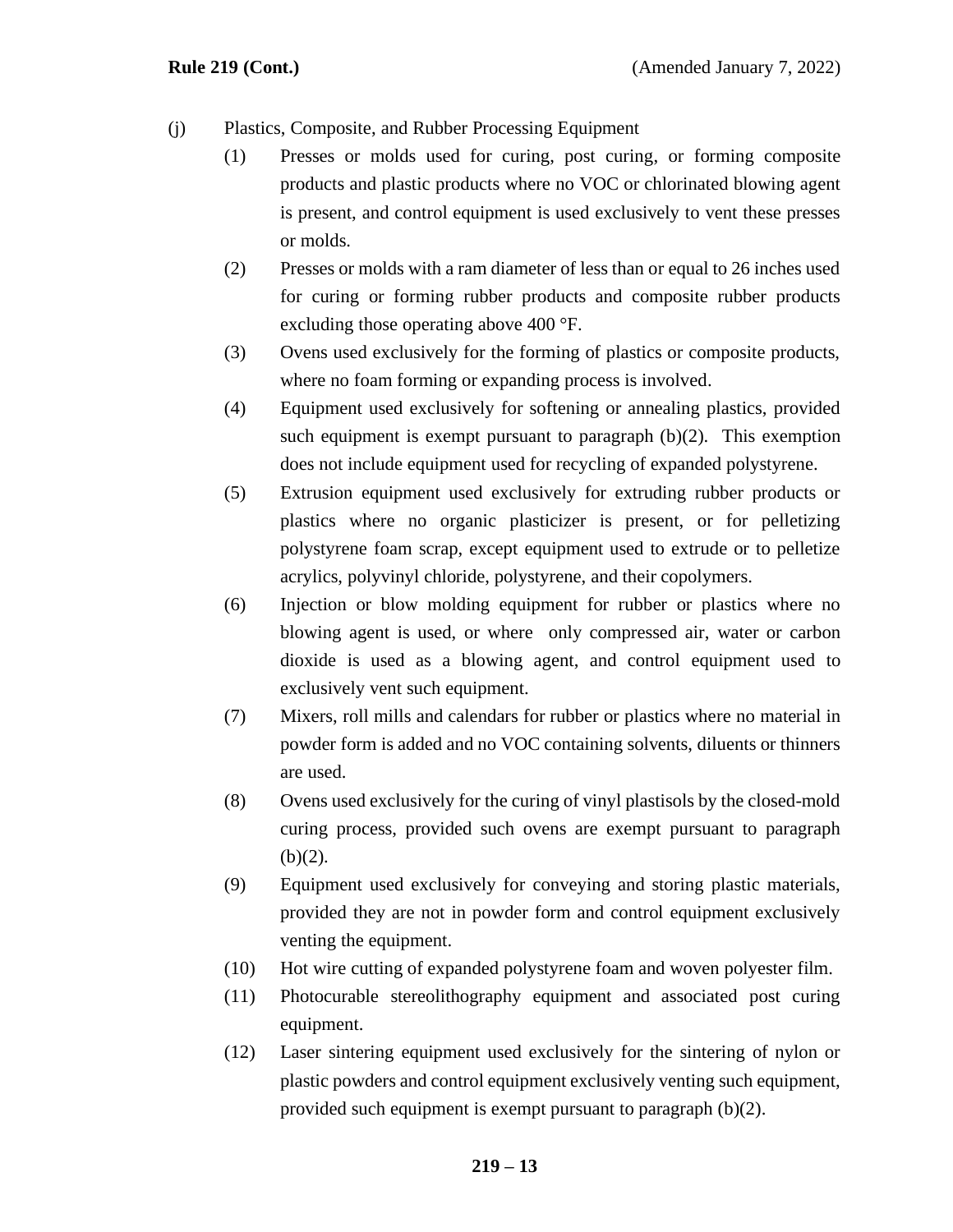(j) Plastics, Composite, and Rubber Processing Equipment

(1) Presses or molds used for curing, post curing, or forming composite products and plastic products where no VOC or chlorinated blowing agent is present, and control equipment is used exclusively to vent these presses or molds.

(2) Presses or molds with a ram diameter of less than or equal to 26 inches used for curing or forming rubber products and composite rubber products excluding those operating above 400 °F.

(3) Ovens used exclusively for the forming of plastics or composite products, where no foam forming or expanding process is involved.

(4) Equipment used exclusively for softening or annealing plastics, provided such equipment is exempt pursuant to paragraph (b)(2). This exemption does not include equipment used for recycling of expanded polystyrene.

(5) Extrusion equipment used exclusively for extruding rubber products or plastics where no organic plasticizer is present, or for pelletizing polystyrene foam scrap, except equipment used to extrude or to pelletize acrylics, polyvinyl chloride, polystyrene, and their copolymers.

(6) Injection or blow molding equipment for rubber or plastics where no blowing agent is used, or where only compressed air, water or carbon dioxide is used as a blowing agent, and control equipment used to exclusively vent such equipment.

(7) Mixers, roll mills and calendars for rubber or plastics where no material in powder form is added and no VOC containing solvents, diluents or thinners are used.

(8) Ovens used exclusively for the curing of vinyl plastisols by the closed-mold curing process, provided such ovens are exempt pursuant to paragraph (b)(2).

(9) Equipment used exclusively for conveying and storing plastic materials, provided they are not in powder form and control equipment exclusively venting the equipment.

(10) Hot wire cutting of expanded polystyrene foam and woven polyester film.

(11) Photocurable stereolithography equipment and associated post curing equipment.

(12) Laser sintering equipment used exclusively for the sintering of nylon or plastic powders and control equipment exclusively venting such equipment, provided such equipment is exempt pursuant to paragraph (b)(2).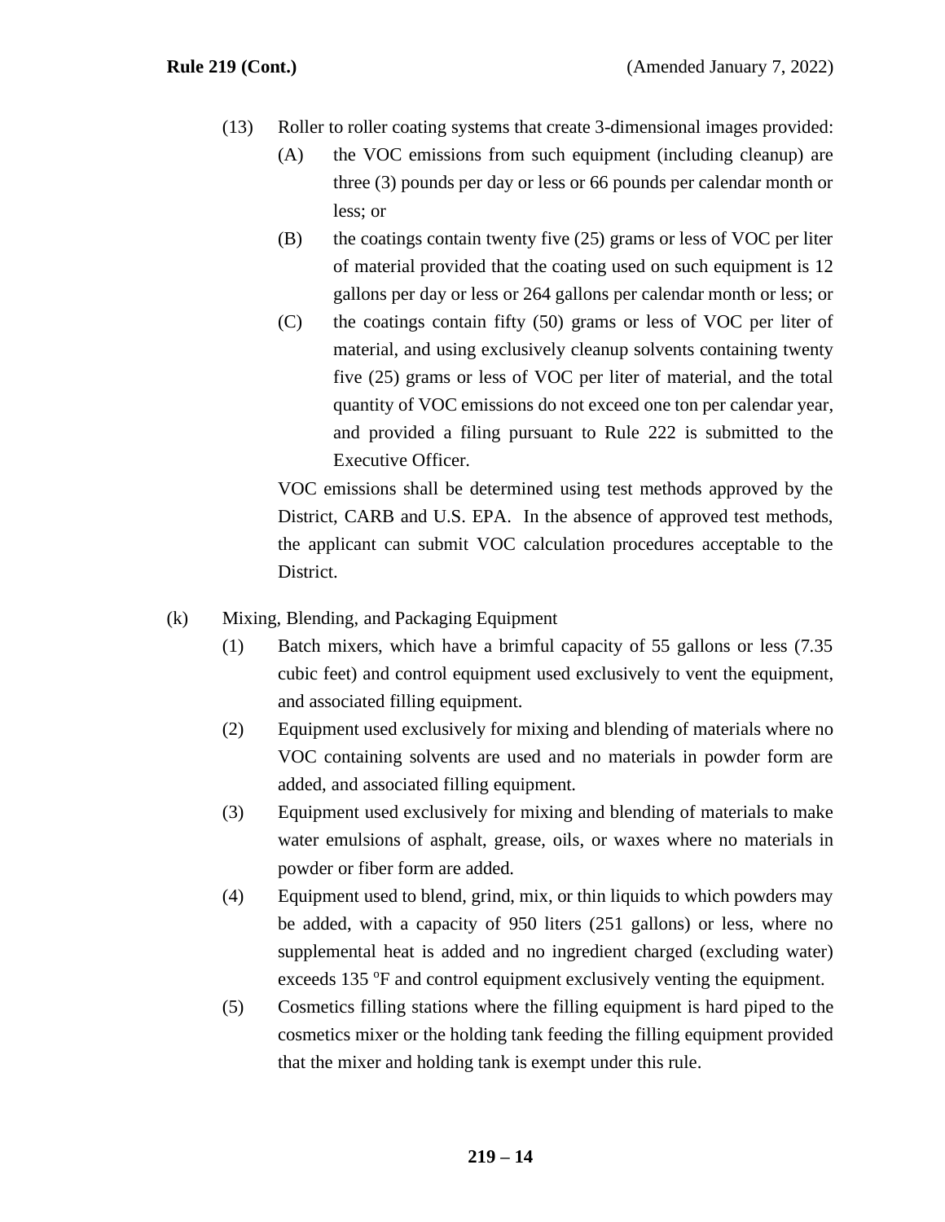(13) Roller to roller coating systems that create 3-dimensional images provided:

(A) the VOC emissions from such equipment (including cleanup) are three (3) pounds per day or less or 66 pounds per calendar month or less; or

(B) the coatings contain twenty five (25) grams or less of VOC per liter of material provided that the coating used on such equipment is 12 gallons per day or less or 264 gallons per calendar month or less; or

(C) the coatings contain fifty (50) grams or less of VOC per liter of material, and using exclusively cleanup solvents containing twenty five (25) grams or less of VOC per liter of material, and the total quantity of VOC emissions do not exceed one ton per calendar year, and provided a filing pursuant to Rule 222 is submitted to the Executive Officer.

VOC emissions shall be determined using test methods approved by the District, CARB and U.S. EPA. In the absence of approved test methods, the applicant can submit VOC calculation procedures acceptable to the District.

(k) Mixing, Blending, and Packaging Equipment

(1) Batch mixers, which have a brimful capacity of 55 gallons or less (7.35 cubic feet) and control equipment used exclusively to vent the equipment, and associated filling equipment.

(2) Equipment used exclusively for mixing and blending of materials where no VOC containing solvents are used and no materials in powder form are added, and associated filling equipment.

(3) Equipment used exclusively for mixing and blending of materials to make water emulsions of asphalt, grease, oils, or waxes where no materials in powder or fiber form are added.

(4) Equipment used to blend, grind, mix, or thin liquids to which powders may be added, with a capacity of 950 liters (251 gallons) or less, where no supplemental heat is added and no ingredient charged (excluding water) exceeds 135 $^{o}$F and control equipment exclusively venting the equipment.

(5) Cosmetics filling stations where the filling equipment is hard piped to the cosmetics mixer or the holding tank feeding the filling equipment provided that the mixer and holding tank is exempt under this rule.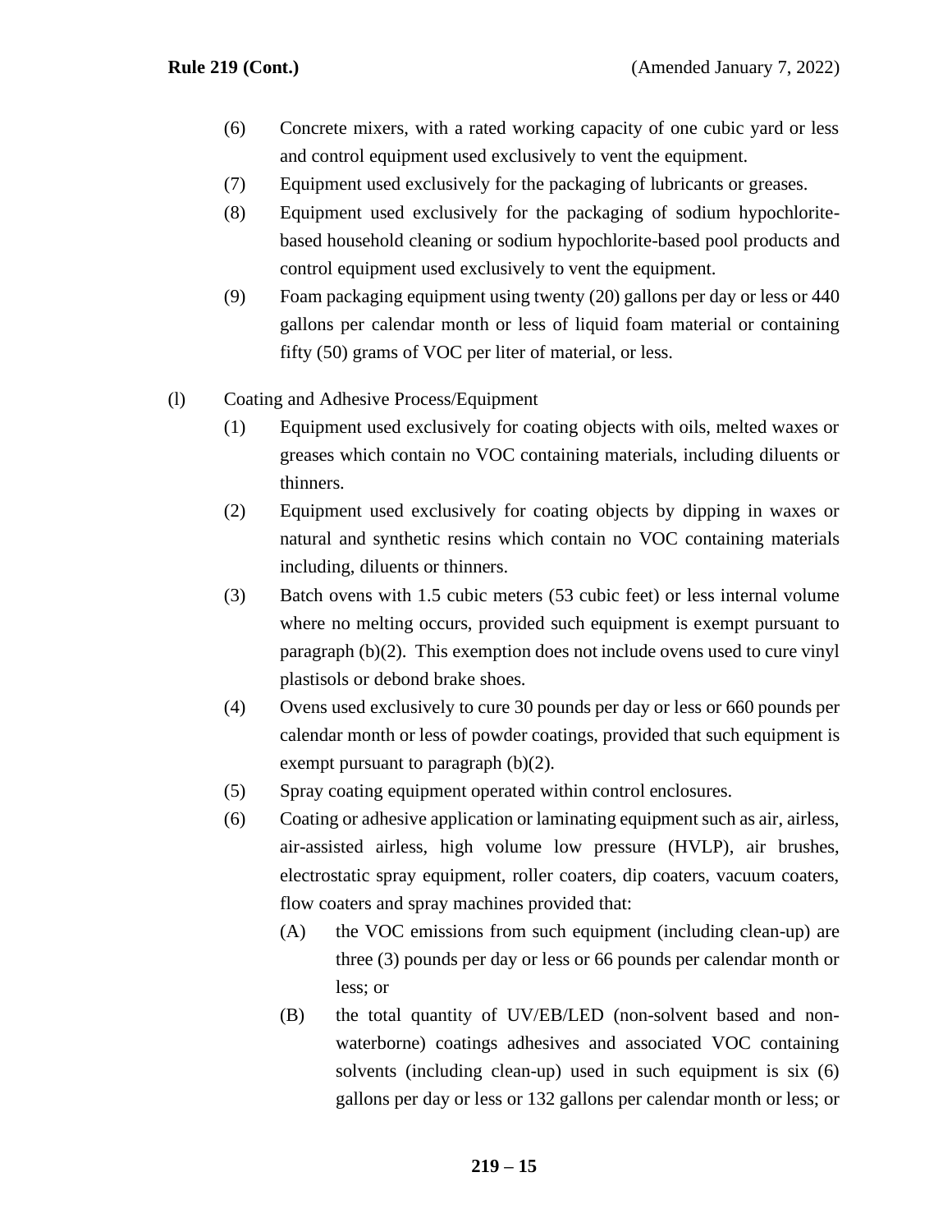(6) Concrete mixers, with a rated working capacity of one cubic yard or less and control equipment used exclusively to vent the equipment.

(7) Equipment used exclusively for the packaging of lubricants or greases.

(8) Equipment used exclusively for the packaging of sodium hypochlorite-based household cleaning or sodium hypochlorite-based pool products and control equipment used exclusively to vent the equipment.

(9) Foam packaging equipment using twenty (20) gallons per day or less or 440 gallons per calendar month or less of liquid foam material or containing fifty (50) grams of VOC per liter of material, or less.

(l) Coating and Adhesive Process/Equipment

(1) Equipment used exclusively for coating objects with oils, melted waxes or greases which contain no VOC containing materials, including diluents or thinners.

(2) Equipment used exclusively for coating objects by dipping in waxes or natural and synthetic resins which contain no VOC containing materials including, diluents or thinners.

(3) Batch ovens with 1.5 cubic meters (53 cubic feet) or less internal volume where no melting occurs, provided such equipment is exempt pursuant to paragraph (b)(2). This exemption does not include ovens used to cure vinyl plastisols or debond brake shoes.

(4) Ovens used exclusively to cure 30 pounds per day or less or 660 pounds per calendar month or less of powder coatings, provided that such equipment is exempt pursuant to paragraph (b)(2).

(5) Spray coating equipment operated within control enclosures.

(6) Coating or adhesive application or laminating equipment such as air, airless, air-assisted airless, high volume low pressure (HVLP), air brushes, electrostatic spray equipment, roller coaters, dip coaters, vacuum coaters, flow coaters and spray machines provided that:

(A) the VOC emissions from such equipment (including clean-up) are three (3) pounds per day or less or 66 pounds per calendar month or less; or

(B) the total quantity of UV/EB/LED (non-solvent based and non-waterborne) coatings adhesives and associated VOC containing solvents (including clean-up) used in such equipment is six (6) gallons per day or less or 132 gallons per calendar month or less; or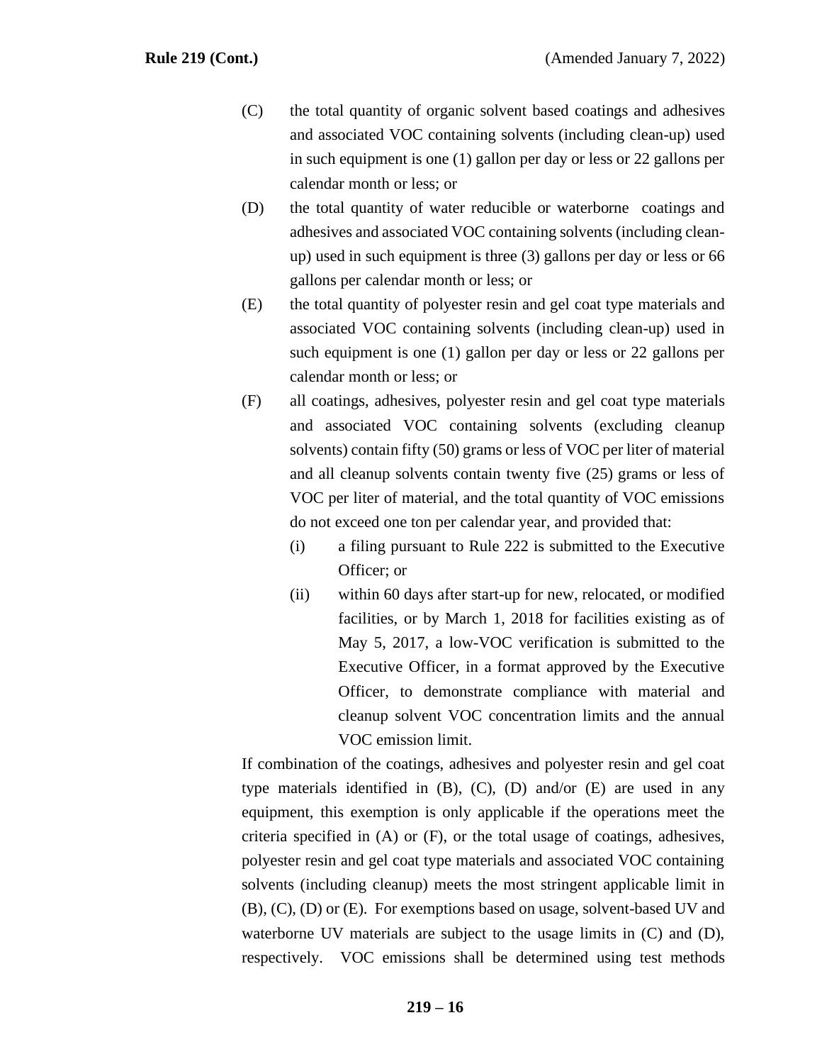(C) the total quantity of organic solvent based coatings and adhesives and associated VOC containing solvents (including clean-up) used in such equipment is one (1) gallon per day or less or 22 gallons per calendar month or less; or

(D) the total quantity of water reducible or waterborne coatings and adhesives and associated VOC containing solvents (including clean-up) used in such equipment is three (3) gallons per day or less or 66 gallons per calendar month or less; or

(E) the total quantity of polyester resin and gel coat type materials and associated VOC containing solvents (including clean-up) used in such equipment is one (1) gallon per day or less or 22 gallons per calendar month or less; or

(F) all coatings, adhesives, polyester resin and gel coat type materials and associated VOC containing solvents (excluding cleanup solvents) contain fifty (50) grams or less of VOC per liter of material and all cleanup solvents contain twenty five (25) grams or less of VOC per liter of material, and the total quantity of VOC emissions do not exceed one ton per calendar year, and provided that:

  (i) a filing pursuant to Rule 222 is submitted to the Executive Officer; or

  (ii) within 60 days after start-up for new, relocated, or modified facilities, or by March 1, 2018 for facilities existing as of May 5, 2017, a low-VOC verification is submitted to the Executive Officer, in a format approved by the Executive Officer, to demonstrate compliance with material and cleanup solvent VOC concentration limits and the annual VOC emission limit.

If combination of the coatings, adhesives and polyester resin and gel coat type materials identified in (B), (C), (D) and/or (E) are used in any equipment, this exemption is only applicable if the operations meet the criteria specified in (A) or (F), or the total usage of coatings, adhesives, polyester resin and gel coat type materials and associated VOC containing solvents (including cleanup) meets the most stringent applicable limit in (B), (C), (D) or (E). For exemptions based on usage, solvent-based UV and waterborne UV materials are subject to the usage limits in (C) and (D), respectively. VOC emissions shall be determined using test methods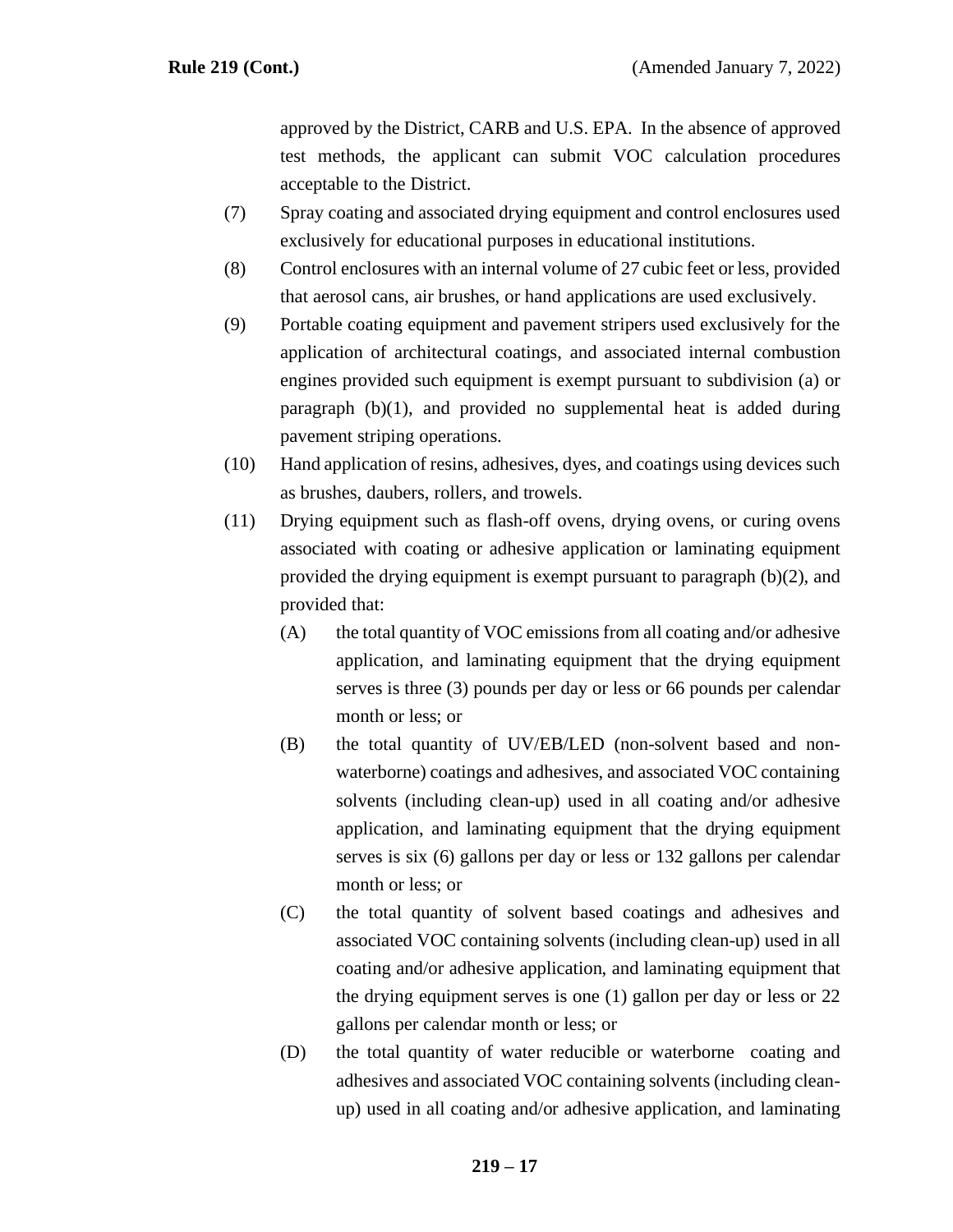approved by the District, CARB and U.S. EPA. In the absence of approved test methods, the applicant can submit VOC calculation procedures acceptable to the District.

(7) Spray coating and associated drying equipment and control enclosures used exclusively for educational purposes in educational institutions.

(8) Control enclosures with an internal volume of 27 cubic feet or less, provided that aerosol cans, air brushes, or hand applications are used exclusively.

(9) Portable coating equipment and pavement stripers used exclusively for the application of architectural coatings, and associated internal combustion engines provided such equipment is exempt pursuant to subdivision (a) or paragraph (b)(1), and provided no supplemental heat is added during pavement striping operations.

(10) Hand application of resins, adhesives, dyes, and coatings using devices such as brushes, daubers, rollers, and trowels.

(11) Drying equipment such as flash-off ovens, drying ovens, or curing ovens associated with coating or adhesive application or laminating equipment provided the drying equipment is exempt pursuant to paragraph (b)(2), and provided that:

   (A) the total quantity of VOC emissions from all coating and/or adhesive application, and laminating equipment that the drying equipment serves is three (3) pounds per day or less or 66 pounds per calendar month or less; or

   (B) the total quantity of UV/EB/LED (non-solvent based and non-waterborne) coatings and adhesives, and associated VOC containing solvents (including clean-up) used in all coating and/or adhesive application, and laminating equipment that the drying equipment serves is six (6) gallons per day or less or 132 gallons per calendar month or less; or

   (C) the total quantity of solvent based coatings and adhesives and associated VOC containing solvents (including clean-up) used in all coating and/or adhesive application, and laminating equipment that the drying equipment serves is one (1) gallon per day or less or 22 gallons per calendar month or less; or

   (D) the total quantity of water reducible or waterborne coating and adhesives and associated VOC containing solvents (including clean-up) used in all coating and/or adhesive application, and laminating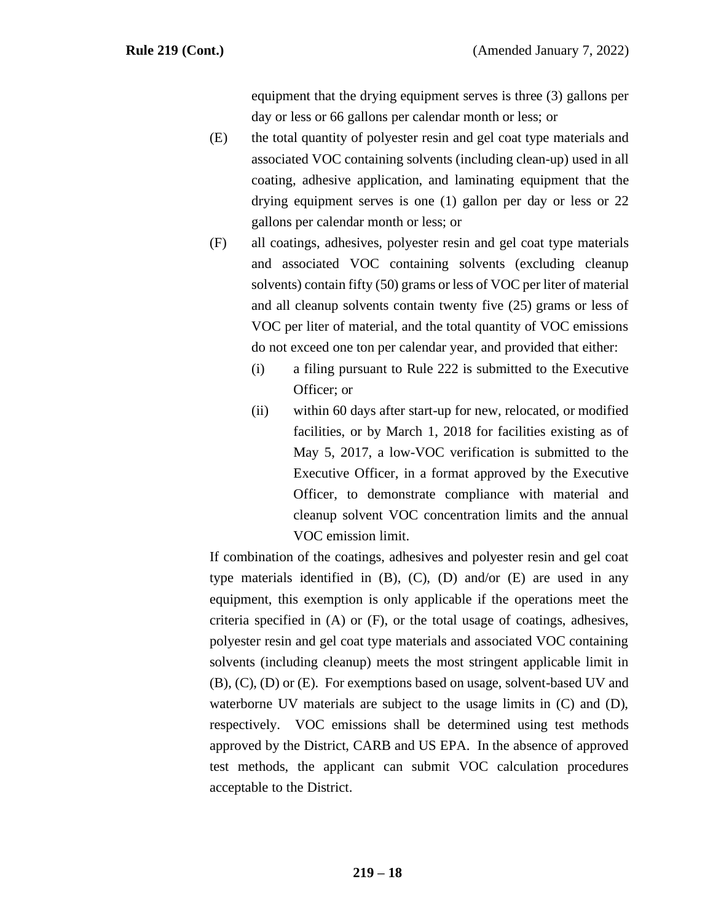equipment that the drying equipment serves is three (3) gallons per day or less or 66 gallons per calendar month or less; or

(E) the total quantity of polyester resin and gel coat type materials and associated VOC containing solvents (including clean-up) used in all coating, adhesive application, and laminating equipment that the drying equipment serves is one (1) gallon per day or less or 22 gallons per calendar month or less; or

(F) all coatings, adhesives, polyester resin and gel coat type materials and associated VOC containing solvents (excluding cleanup solvents) contain fifty (50) grams or less of VOC per liter of material and all cleanup solvents contain twenty five (25) grams or less of VOC per liter of material, and the total quantity of VOC emissions do not exceed one ton per calendar year, and provided that either:

  (i) a filing pursuant to Rule 222 is submitted to the Executive Officer; or

  (ii) within 60 days after start-up for new, relocated, or modified facilities, or by March 1, 2018 for facilities existing as of May 5, 2017, a low-VOC verification is submitted to the Executive Officer, in a format approved by the Executive Officer, to demonstrate compliance with material and cleanup solvent VOC concentration limits and the annual VOC emission limit.

If combination of the coatings, adhesives and polyester resin and gel coat type materials identified in (B), (C), (D) and/or (E) are used in any equipment, this exemption is only applicable if the operations meet the criteria specified in (A) or (F), or the total usage of coatings, adhesives, polyester resin and gel coat type materials and associated VOC containing solvents (including cleanup) meets the most stringent applicable limit in (B), (C), (D) or (E). For exemptions based on usage, solvent-based UV and waterborne UV materials are subject to the usage limits in (C) and (D), respectively. VOC emissions shall be determined using test methods approved by the District, CARB and US EPA. In the absence of approved test methods, the applicant can submit VOC calculation procedures acceptable to the District.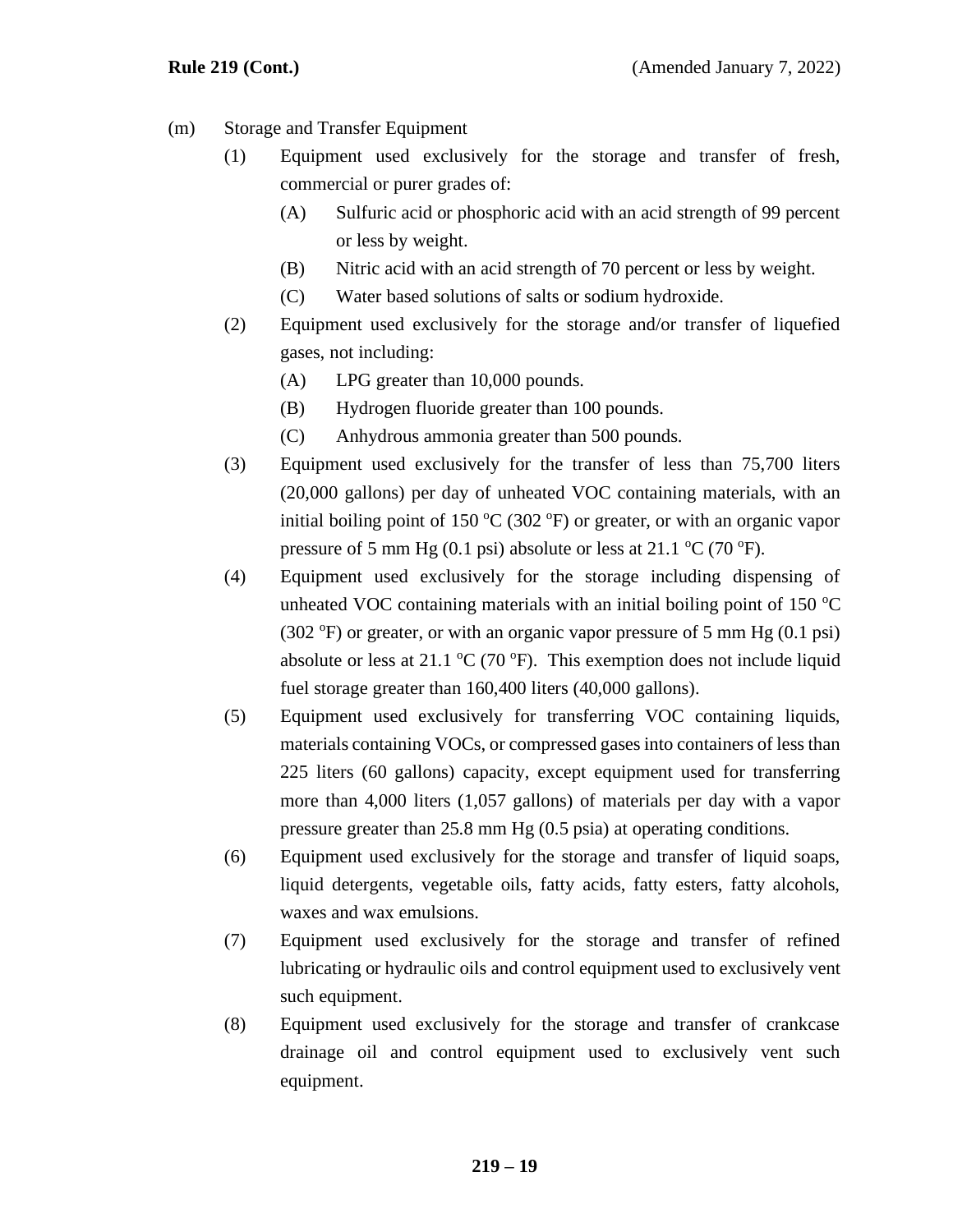(m) Storage and Transfer Equipment

(1) Equipment used exclusively for the storage and transfer of fresh, commercial or purer grades of:

(A) Sulfuric acid or phosphoric acid with an acid strength of 99 percent or less by weight.

(B) Nitric acid with an acid strength of 70 percent or less by weight.

(C) Water based solutions of salts or sodium hydroxide.

(2) Equipment used exclusively for the storage and/or transfer of liquefied gases, not including:

(A) LPG greater than 10,000 pounds.

(B) Hydrogen fluoride greater than 100 pounds.

(C) Anhydrous ammonia greater than 500 pounds.

(3) Equipment used exclusively for the transfer of less than 75,700 liters (20,000 gallons) per day of unheated VOC containing materials, with an initial boiling point of 150 °C (302 °F) or greater, or with an organic vapor pressure of 5 mm Hg (0.1 psi) absolute or less at 21.1 °C (70 °F).

(4) Equipment used exclusively for the storage including dispensing of unheated VOC containing materials with an initial boiling point of 150 °C (302 °F) or greater, or with an organic vapor pressure of 5 mm Hg (0.1 psi) absolute or less at 21.1 °C (70 °F). This exemption does not include liquid fuel storage greater than 160,400 liters (40,000 gallons).

(5) Equipment used exclusively for transferring VOC containing liquids, materials containing VOCs, or compressed gases into containers of less than 225 liters (60 gallons) capacity, except equipment used for transferring more than 4,000 liters (1,057 gallons) of materials per day with a vapor pressure greater than 25.8 mm Hg (0.5 psia) at operating conditions.

(6) Equipment used exclusively for the storage and transfer of liquid soaps, liquid detergents, vegetable oils, fatty acids, fatty esters, fatty alcohols, waxes and wax emulsions.

(7) Equipment used exclusively for the storage and transfer of refined lubricating or hydraulic oils and control equipment used to exclusively vent such equipment.

(8) Equipment used exclusively for the storage and transfer of crankcase drainage oil and control equipment used to exclusively vent such equipment.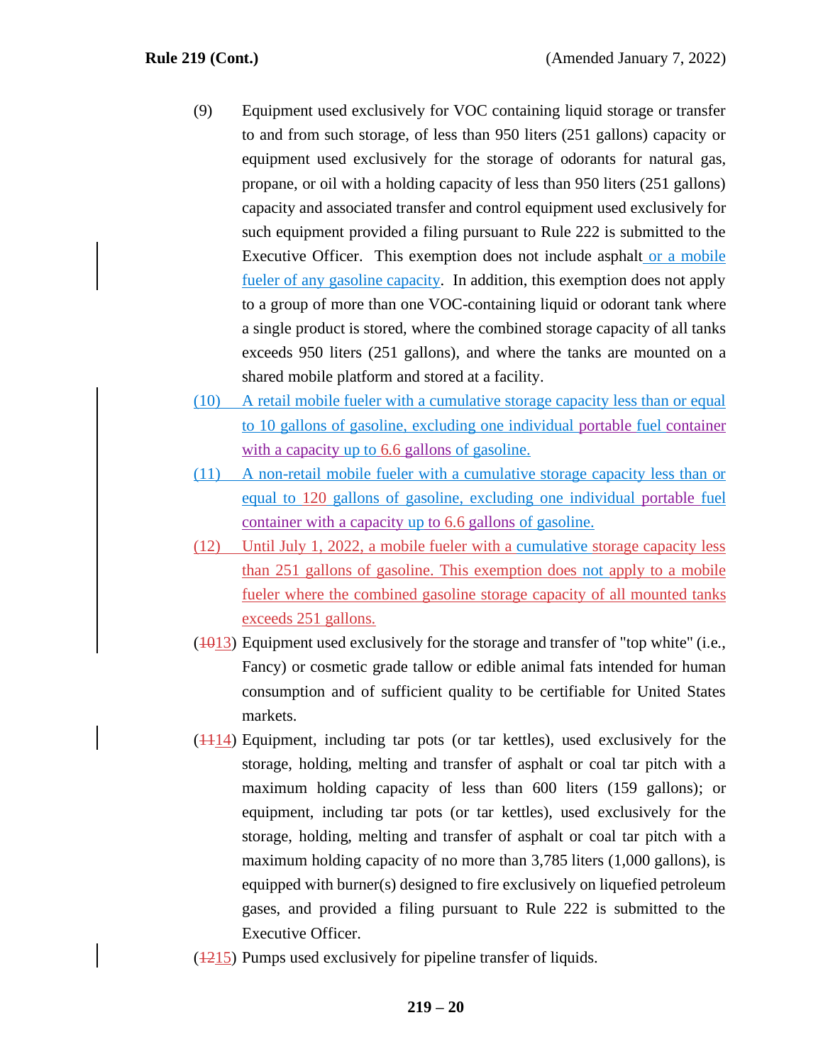(9) Equipment used exclusively for VOC containing liquid storage or transfer to and from such storage, of less than 950 liters (251 gallons) capacity or equipment used exclusively for the storage of odorants for natural gas, propane, or oil with a holding capacity of less than 950 liters (251 gallons) capacity and associated transfer and control equipment used exclusively for such equipment provided a filing pursuant to Rule 222 is submitted to the Executive Officer. This exemption does not include asphalt or a mobile fueler of any gasoline capacity. In addition, this exemption does not apply to a group of more than one VOC-containing liquid or odorant tank where a single product is stored, where the combined storage capacity of all tanks exceeds 950 liters (251 gallons), and where the tanks are mounted on a shared mobile platform and stored at a facility.

(10) A retail mobile fueler with a cumulative storage capacity less than or equal to 10 gallons of gasoline, excluding one individual portable fuel container with a capacity up to 6.6 gallons of gasoline.

(11) A non-retail mobile fueler with a cumulative storage capacity less than or equal to 120 gallons of gasoline, excluding one individual portable fuel container with a capacity up to 6.6 gallons of gasoline.

(12) Until July 1, 2022, a mobile fueler with a cumulative storage capacity less than 251 gallons of gasoline. This exemption does not apply to a mobile fueler where the combined gasoline storage capacity of all mounted tanks exceeds 251 gallons.

(~~10~~13) Equipment used exclusively for the storage and transfer of "top white" (i.e., Fancy) or cosmetic grade tallow or edible animal fats intended for human consumption and of sufficient quality to be certifiable for United States markets.

(~~11~~14) Equipment, including tar pots (or tar kettles), used exclusively for the storage, holding, melting and transfer of asphalt or coal tar pitch with a maximum holding capacity of less than 600 liters (159 gallons); or equipment, including tar pots (or tar kettles), used exclusively for the storage, holding, melting and transfer of asphalt or coal tar pitch with a maximum holding capacity of no more than 3,785 liters (1,000 gallons), is equipped with burner(s) designed to fire exclusively on liquefied petroleum gases, and provided a filing pursuant to Rule 222 is submitted to the Executive Officer.

(~~12~~15) Pumps used exclusively for pipeline transfer of liquids.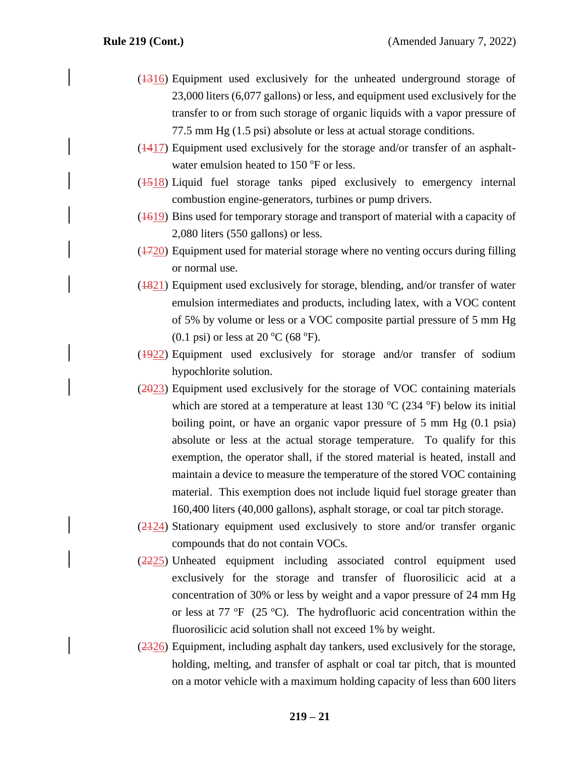(~~13~~16) Equipment used exclusively for the unheated underground storage of 23,000 liters (6,077 gallons) or less, and equipment used exclusively for the transfer to or from such storage of organic liquids with a vapor pressure of 77.5 mm Hg (1.5 psi) absolute or less at actual storage conditions.

(~~14~~17) Equipment used exclusively for the storage and/or transfer of an asphalt-water emulsion heated to 150 °F or less.

(~~15~~18) Liquid fuel storage tanks piped exclusively to emergency internal combustion engine-generators, turbines or pump drivers.

(~~16~~19) Bins used for temporary storage and transport of material with a capacity of 2,080 liters (550 gallons) or less.

(~~17~~20) Equipment used for material storage where no venting occurs during filling or normal use.

(~~18~~21) Equipment used exclusively for storage, blending, and/or transfer of water emulsion intermediates and products, including latex, with a VOC content of 5% by volume or less or a VOC composite partial pressure of 5 mm Hg (0.1 psi) or less at 20 °C (68 °F).

(~~19~~22) Equipment used exclusively for storage and/or transfer of sodium hypochlorite solution.

(~~20~~23) Equipment used exclusively for the storage of VOC containing materials which are stored at a temperature at least 130 °C (234 °F) below its initial boiling point, or have an organic vapor pressure of 5 mm Hg (0.1 psia) absolute or less at the actual storage temperature. To qualify for this exemption, the operator shall, if the stored material is heated, install and maintain a device to measure the temperature of the stored VOC containing material. This exemption does not include liquid fuel storage greater than 160,400 liters (40,000 gallons), asphalt storage, or coal tar pitch storage.

(~~21~~24) Stationary equipment used exclusively to store and/or transfer organic compounds that do not contain VOCs.

(~~22~~25) Unheated equipment including associated control equipment used exclusively for the storage and transfer of fluorosilicic acid at a concentration of 30% or less by weight and a vapor pressure of 24 mm Hg or less at 77 °F (25 °C). The hydrofluoric acid concentration within the fluorosilicic acid solution shall not exceed 1% by weight.

(~~23~~26) Equipment, including asphalt day tankers, used exclusively for the storage, holding, melting, and transfer of asphalt or coal tar pitch, that is mounted on a motor vehicle with a maximum holding capacity of less than 600 liters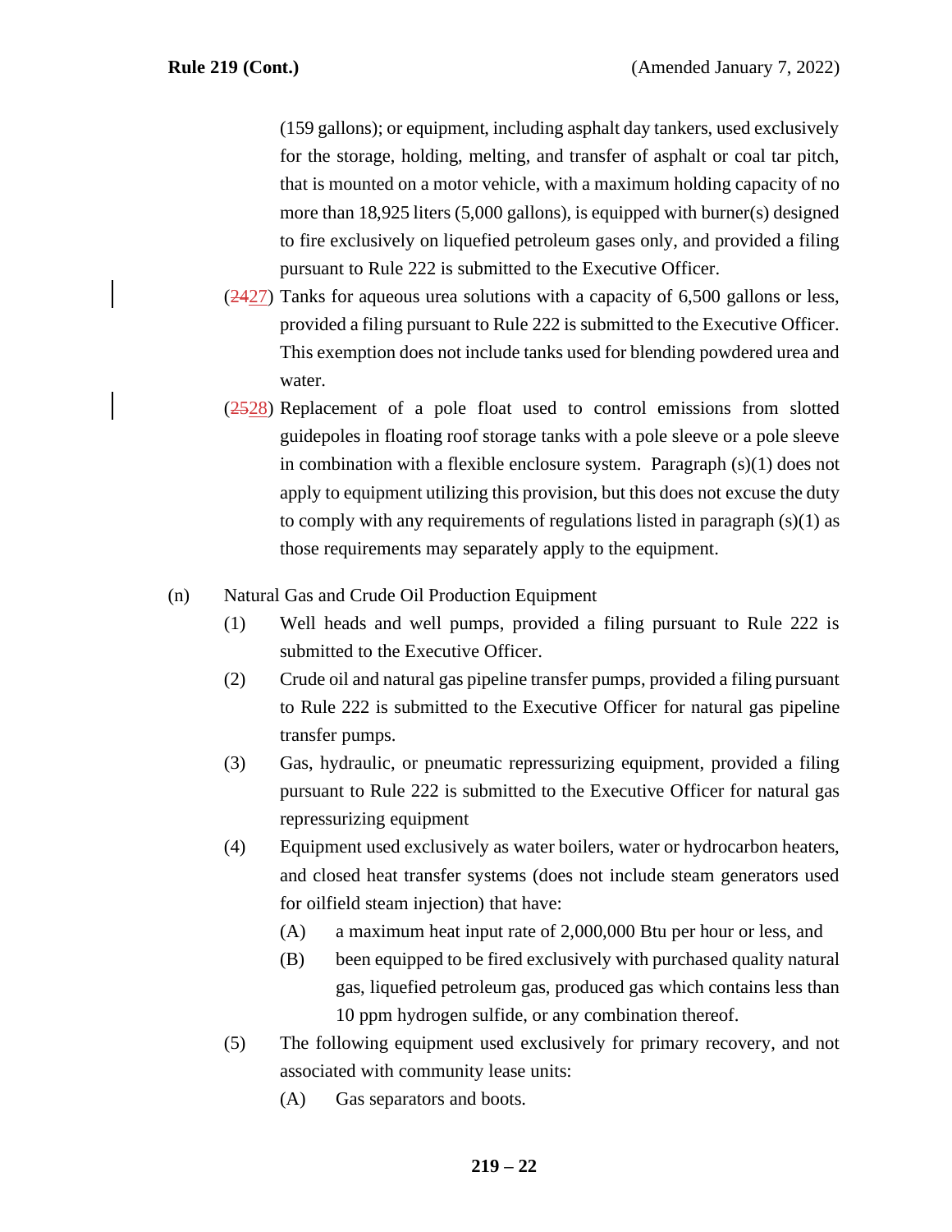(159 gallons); or equipment, including asphalt day tankers, used exclusively for the storage, holding, melting, and transfer of asphalt or coal tar pitch, that is mounted on a motor vehicle, with a maximum holding capacity of no more than 18,925 liters (5,000 gallons), is equipped with burner(s) designed to fire exclusively on liquefied petroleum gases only, and provided a filing pursuant to Rule 222 is submitted to the Executive Officer.

(~~24~~27) Tanks for aqueous urea solutions with a capacity of 6,500 gallons or less, provided a filing pursuant to Rule 222 is submitted to the Executive Officer. This exemption does not include tanks used for blending powdered urea and water.

(~~25~~28) Replacement of a pole float used to control emissions from slotted guidepoles in floating roof storage tanks with a pole sleeve or a pole sleeve in combination with a flexible enclosure system. Paragraph (s)(1) does not apply to equipment utilizing this provision, but this does not excuse the duty to comply with any requirements of regulations listed in paragraph (s)(1) as those requirements may separately apply to the equipment.

(n) Natural Gas and Crude Oil Production Equipment

(1) Well heads and well pumps, provided a filing pursuant to Rule 222 is submitted to the Executive Officer.

(2) Crude oil and natural gas pipeline transfer pumps, provided a filing pursuant to Rule 222 is submitted to the Executive Officer for natural gas pipeline transfer pumps.

(3) Gas, hydraulic, or pneumatic repressurizing equipment, provided a filing pursuant to Rule 222 is submitted to the Executive Officer for natural gas repressurizing equipment

(4) Equipment used exclusively as water boilers, water or hydrocarbon heaters, and closed heat transfer systems (does not include steam generators used for oilfield steam injection) that have:

(A) a maximum heat input rate of 2,000,000 Btu per hour or less, and

(B) been equipped to be fired exclusively with purchased quality natural gas, liquefied petroleum gas, produced gas which contains less than 10 ppm hydrogen sulfide, or any combination thereof.

(5) The following equipment used exclusively for primary recovery, and not associated with community lease units:

(A) Gas separators and boots.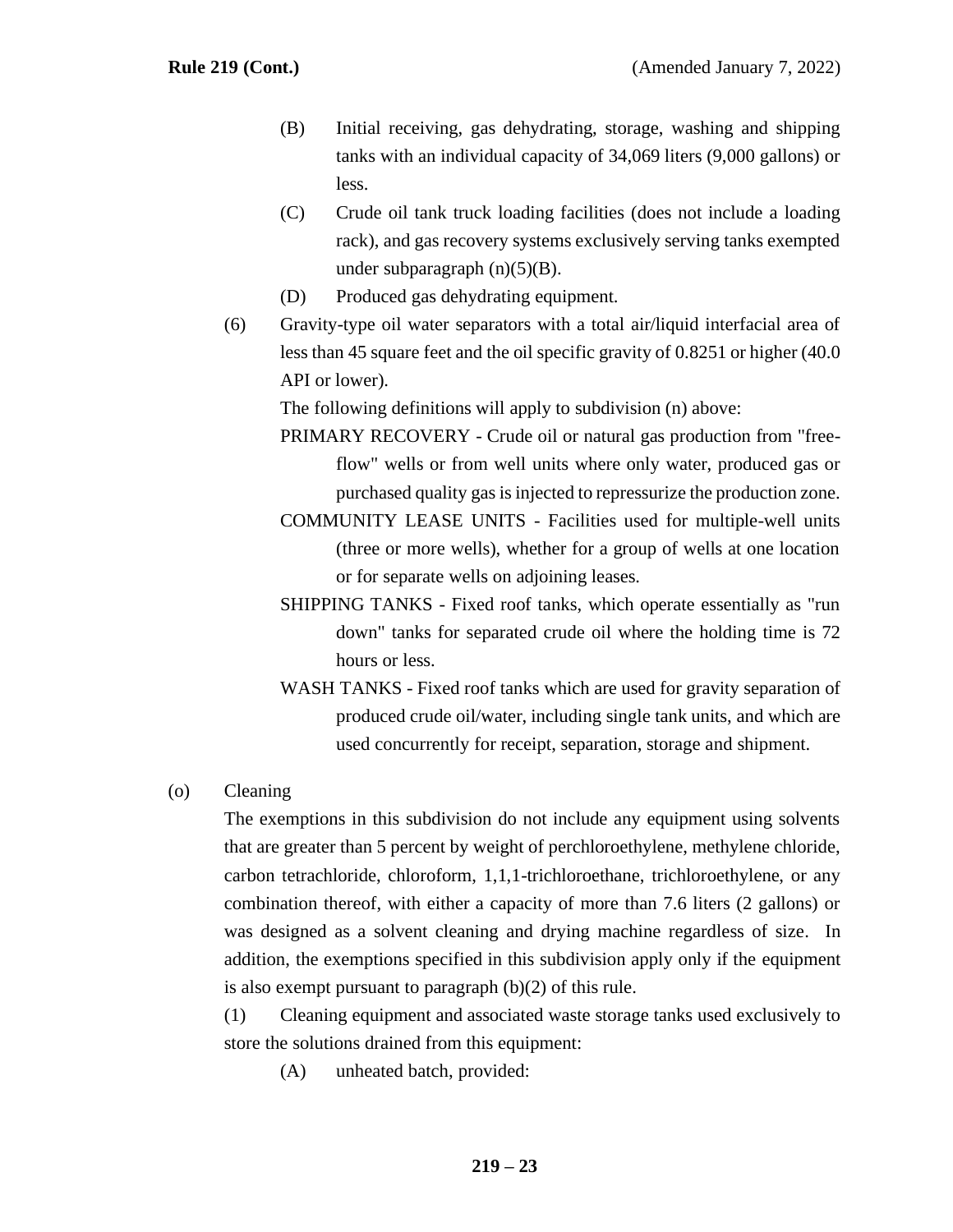(B) Initial receiving, gas dehydrating, storage, washing and shipping tanks with an individual capacity of 34,069 liters (9,000 gallons) or less.

(C) Crude oil tank truck loading facilities (does not include a loading rack), and gas recovery systems exclusively serving tanks exempted under subparagraph (n)(5)(B).

(D) Produced gas dehydrating equipment.

(6) Gravity-type oil water separators with a total air/liquid interfacial area of less than 45 square feet and the oil specific gravity of 0.8251 or higher (40.0 API or lower).

The following definitions will apply to subdivision (n) above:

PRIMARY RECOVERY - Crude oil or natural gas production from "free-flow" wells or from well units where only water, produced gas or purchased quality gas is injected to repressurize the production zone.

COMMUNITY LEASE UNITS - Facilities used for multiple-well units (three or more wells), whether for a group of wells at one location or for separate wells on adjoining leases.

SHIPPING TANKS - Fixed roof tanks, which operate essentially as "run down" tanks for separated crude oil where the holding time is 72 hours or less.

WASH TANKS - Fixed roof tanks which are used for gravity separation of produced crude oil/water, including single tank units, and which are used concurrently for receipt, separation, storage and shipment.

(o) Cleaning

The exemptions in this subdivision do not include any equipment using solvents that are greater than 5 percent by weight of perchloroethylene, methylene chloride, carbon tetrachloride, chloroform, 1,1,1-trichloroethane, trichloroethylene, or any combination thereof, with either a capacity of more than 7.6 liters (2 gallons) or was designed as a solvent cleaning and drying machine regardless of size. In addition, the exemptions specified in this subdivision apply only if the equipment is also exempt pursuant to paragraph (b)(2) of this rule.

(1) Cleaning equipment and associated waste storage tanks used exclusively to store the solutions drained from this equipment:

(A) unheated batch, provided: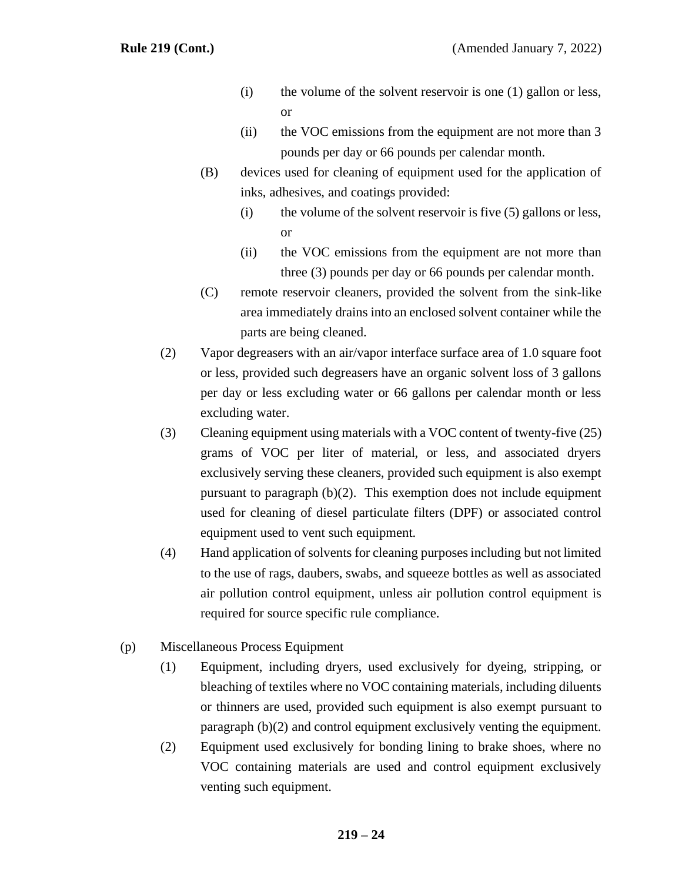- (i) the volume of the solvent reservoir is one (1) gallon or less, or
- (ii) the VOC emissions from the equipment are not more than 3 pounds per day or 66 pounds per calendar month.

(B) devices used for cleaning of equipment used for the application of inks, adhesives, and coatings provided:

- (i) the volume of the solvent reservoir is five (5) gallons or less, or
- (ii) the VOC emissions from the equipment are not more than three (3) pounds per day or 66 pounds per calendar month.

(C) remote reservoir cleaners, provided the solvent from the sink-like area immediately drains into an enclosed solvent container while the parts are being cleaned.

(2) Vapor degreasers with an air/vapor interface surface area of 1.0 square foot or less, provided such degreasers have an organic solvent loss of 3 gallons per day or less excluding water or 66 gallons per calendar month or less excluding water.

(3) Cleaning equipment using materials with a VOC content of twenty-five (25) grams of VOC per liter of material, or less, and associated dryers exclusively serving these cleaners, provided such equipment is also exempt pursuant to paragraph (b)(2). This exemption does not include equipment used for cleaning of diesel particulate filters (DPF) or associated control equipment used to vent such equipment.

(4) Hand application of solvents for cleaning purposes including but not limited to the use of rags, daubers, swabs, and squeeze bottles as well as associated air pollution control equipment, unless air pollution control equipment is required for source specific rule compliance.

(p) Miscellaneous Process Equipment

(1) Equipment, including dryers, used exclusively for dyeing, stripping, or bleaching of textiles where no VOC containing materials, including diluents or thinners are used, provided such equipment is also exempt pursuant to paragraph (b)(2) and control equipment exclusively venting the equipment.

(2) Equipment used exclusively for bonding lining to brake shoes, where no VOC containing materials are used and control equipment exclusively venting such equipment.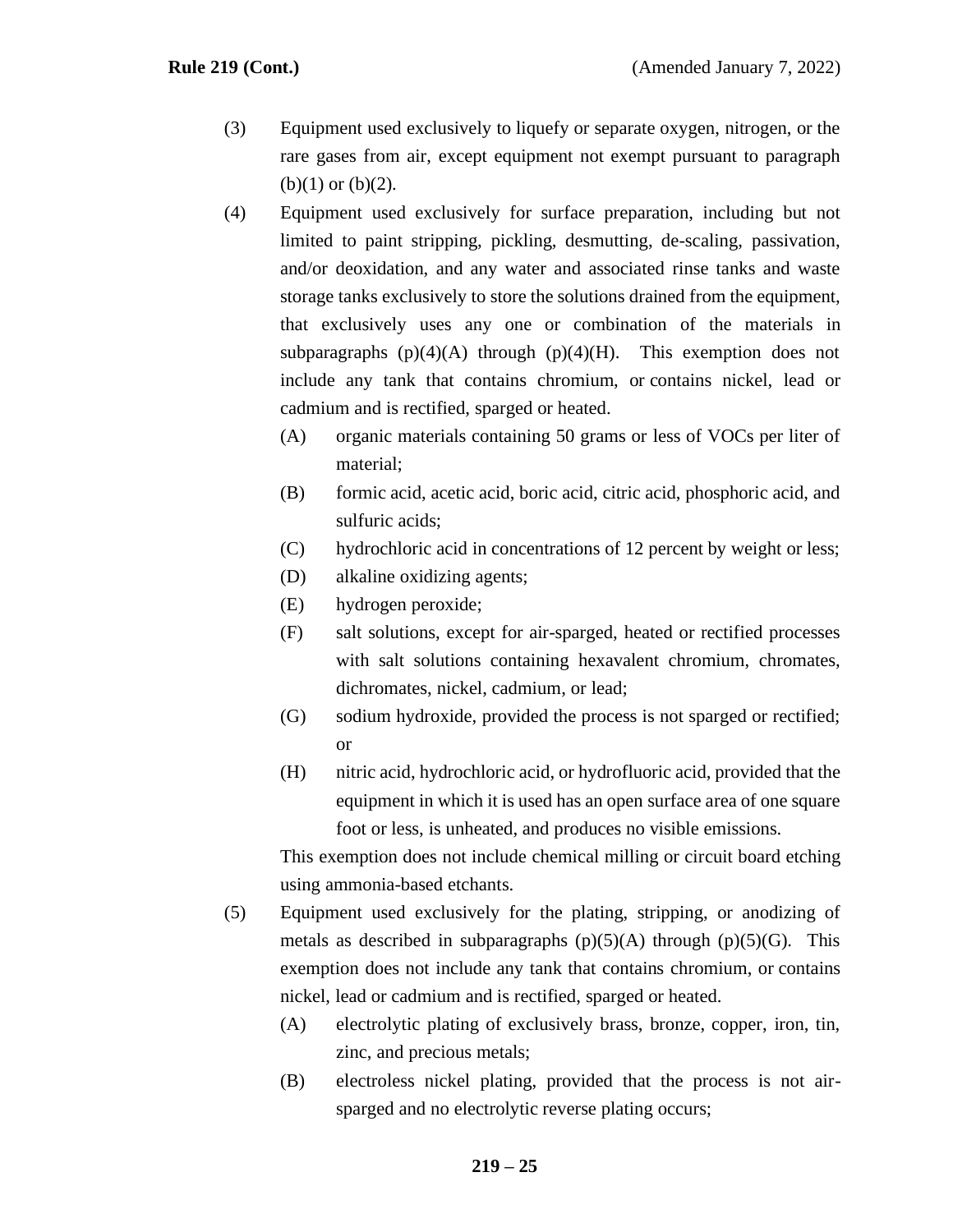(3) Equipment used exclusively to liquefy or separate oxygen, nitrogen, or the rare gases from air, except equipment not exempt pursuant to paragraph (b)(1) or (b)(2).

(4) Equipment used exclusively for surface preparation, including but not limited to paint stripping, pickling, desmutting, de-scaling, passivation, and/or deoxidation, and any water and associated rinse tanks and waste storage tanks exclusively to store the solutions drained from the equipment, that exclusively uses any one or combination of the materials in subparagraphs (p)(4)(A) through (p)(4)(H). This exemption does not include any tank that contains chromium, or contains nickel, lead or cadmium and is rectified, sparged or heated.

   (A) organic materials containing 50 grams or less of VOCs per liter of material;

   (B) formic acid, acetic acid, boric acid, citric acid, phosphoric acid, and sulfuric acids;

   (C) hydrochloric acid in concentrations of 12 percent by weight or less;

   (D) alkaline oxidizing agents;

   (E) hydrogen peroxide;

   (F) salt solutions, except for air-sparged, heated or rectified processes with salt solutions containing hexavalent chromium, chromates, dichromates, nickel, cadmium, or lead;

   (G) sodium hydroxide, provided the process is not sparged or rectified; or

   (H) nitric acid, hydrochloric acid, or hydrofluoric acid, provided that the equipment in which it is used has an open surface area of one square foot or less, is unheated, and produces no visible emissions.

   This exemption does not include chemical milling or circuit board etching using ammonia-based etchants.

(5) Equipment used exclusively for the plating, stripping, or anodizing of metals as described in subparagraphs (p)(5)(A) through (p)(5)(G). This exemption does not include any tank that contains chromium, or contains nickel, lead or cadmium and is rectified, sparged or heated.

   (A) electrolytic plating of exclusively brass, bronze, copper, iron, tin, zinc, and precious metals;

   (B) electroless nickel plating, provided that the process is not air-sparged and no electrolytic reverse plating occurs;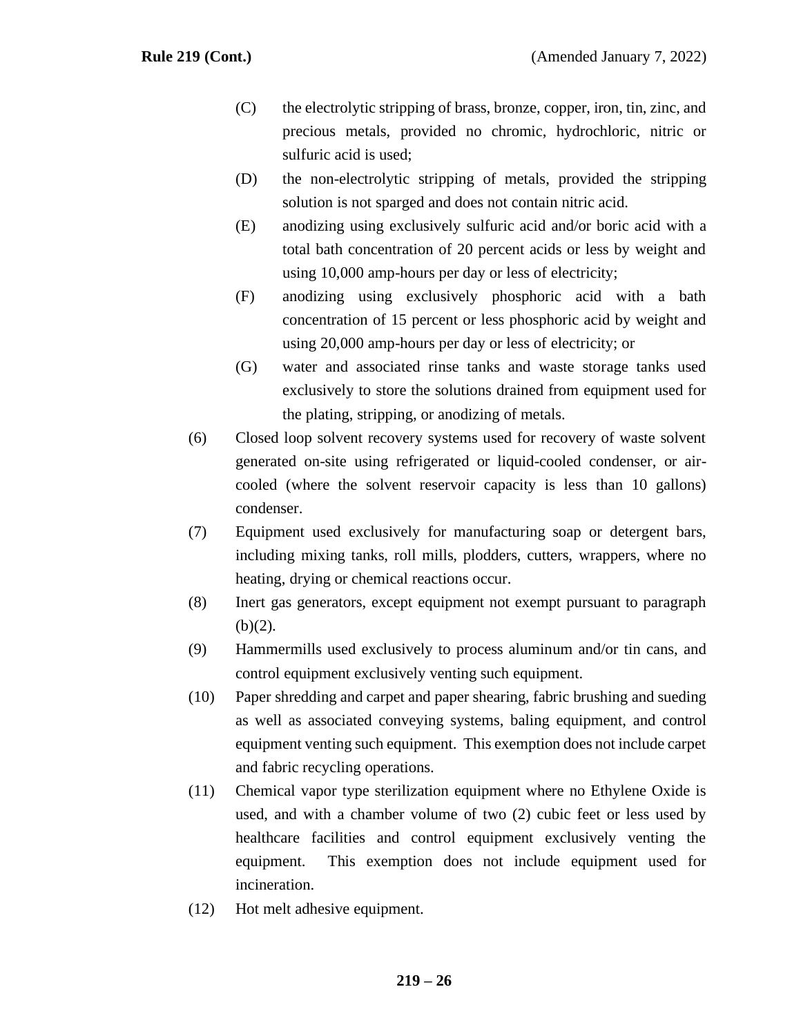(C) the electrolytic stripping of brass, bronze, copper, iron, tin, zinc, and precious metals, provided no chromic, hydrochloric, nitric or sulfuric acid is used;

(D) the non-electrolytic stripping of metals, provided the stripping solution is not sparged and does not contain nitric acid.

(E) anodizing using exclusively sulfuric acid and/or boric acid with a total bath concentration of 20 percent acids or less by weight and using 10,000 amp-hours per day or less of electricity;

(F) anodizing using exclusively phosphoric acid with a bath concentration of 15 percent or less phosphoric acid by weight and using 20,000 amp-hours per day or less of electricity; or

(G) water and associated rinse tanks and waste storage tanks used exclusively to store the solutions drained from equipment used for the plating, stripping, or anodizing of metals.

(6) Closed loop solvent recovery systems used for recovery of waste solvent generated on-site using refrigerated or liquid-cooled condenser, or air-cooled (where the solvent reservoir capacity is less than 10 gallons) condenser.

(7) Equipment used exclusively for manufacturing soap or detergent bars, including mixing tanks, roll mills, plodders, cutters, wrappers, where no heating, drying or chemical reactions occur.

(8) Inert gas generators, except equipment not exempt pursuant to paragraph (b)(2).

(9) Hammermills used exclusively to process aluminum and/or tin cans, and control equipment exclusively venting such equipment.

(10) Paper shredding and carpet and paper shearing, fabric brushing and sueding as well as associated conveying systems, baling equipment, and control equipment venting such equipment. This exemption does not include carpet and fabric recycling operations.

(11) Chemical vapor type sterilization equipment where no Ethylene Oxide is used, and with a chamber volume of two (2) cubic feet or less used by healthcare facilities and control equipment exclusively venting the equipment. This exemption does not include equipment used for incineration.

(12) Hot melt adhesive equipment.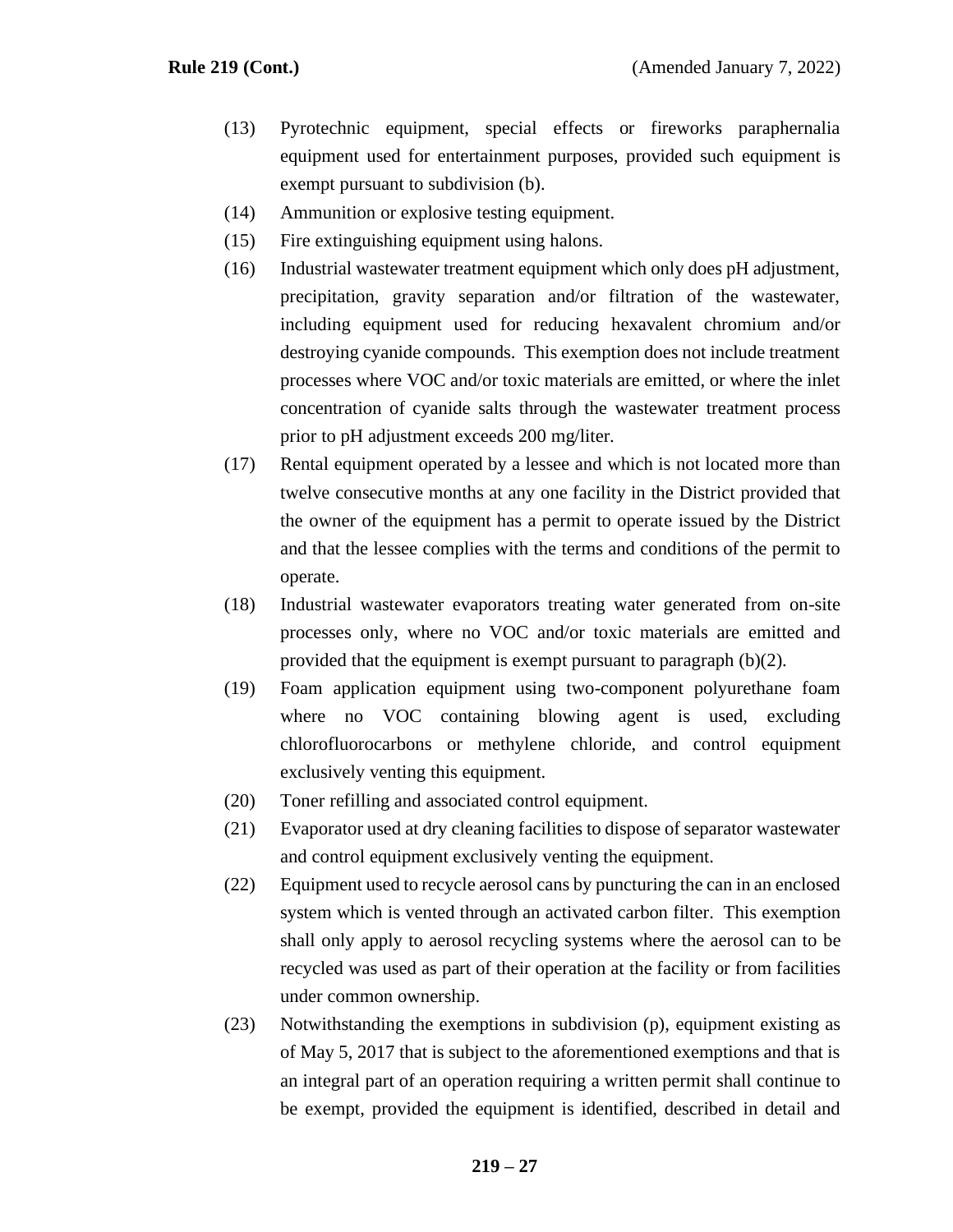(13) Pyrotechnic equipment, special effects or fireworks paraphernalia equipment used for entertainment purposes, provided such equipment is exempt pursuant to subdivision (b).

(14) Ammunition or explosive testing equipment.

(15) Fire extinguishing equipment using halons.

(16) Industrial wastewater treatment equipment which only does pH adjustment, precipitation, gravity separation and/or filtration of the wastewater, including equipment used for reducing hexavalent chromium and/or destroying cyanide compounds. This exemption does not include treatment processes where VOC and/or toxic materials are emitted, or where the inlet concentration of cyanide salts through the wastewater treatment process prior to pH adjustment exceeds 200 mg/liter.

(17) Rental equipment operated by a lessee and which is not located more than twelve consecutive months at any one facility in the District provided that the owner of the equipment has a permit to operate issued by the District and that the lessee complies with the terms and conditions of the permit to operate.

(18) Industrial wastewater evaporators treating water generated from on-site processes only, where no VOC and/or toxic materials are emitted and provided that the equipment is exempt pursuant to paragraph (b)(2).

(19) Foam application equipment using two-component polyurethane foam where no VOC containing blowing agent is used, excluding chlorofluorocarbons or methylene chloride, and control equipment exclusively venting this equipment.

(20) Toner refilling and associated control equipment.

(21) Evaporator used at dry cleaning facilities to dispose of separator wastewater and control equipment exclusively venting the equipment.

(22) Equipment used to recycle aerosol cans by puncturing the can in an enclosed system which is vented through an activated carbon filter. This exemption shall only apply to aerosol recycling systems where the aerosol can to be recycled was used as part of their operation at the facility or from facilities under common ownership.

(23) Notwithstanding the exemptions in subdivision (p), equipment existing as of May 5, 2017 that is subject to the aforementioned exemptions and that is an integral part of an operation requiring a written permit shall continue to be exempt, provided the equipment is identified, described in detail and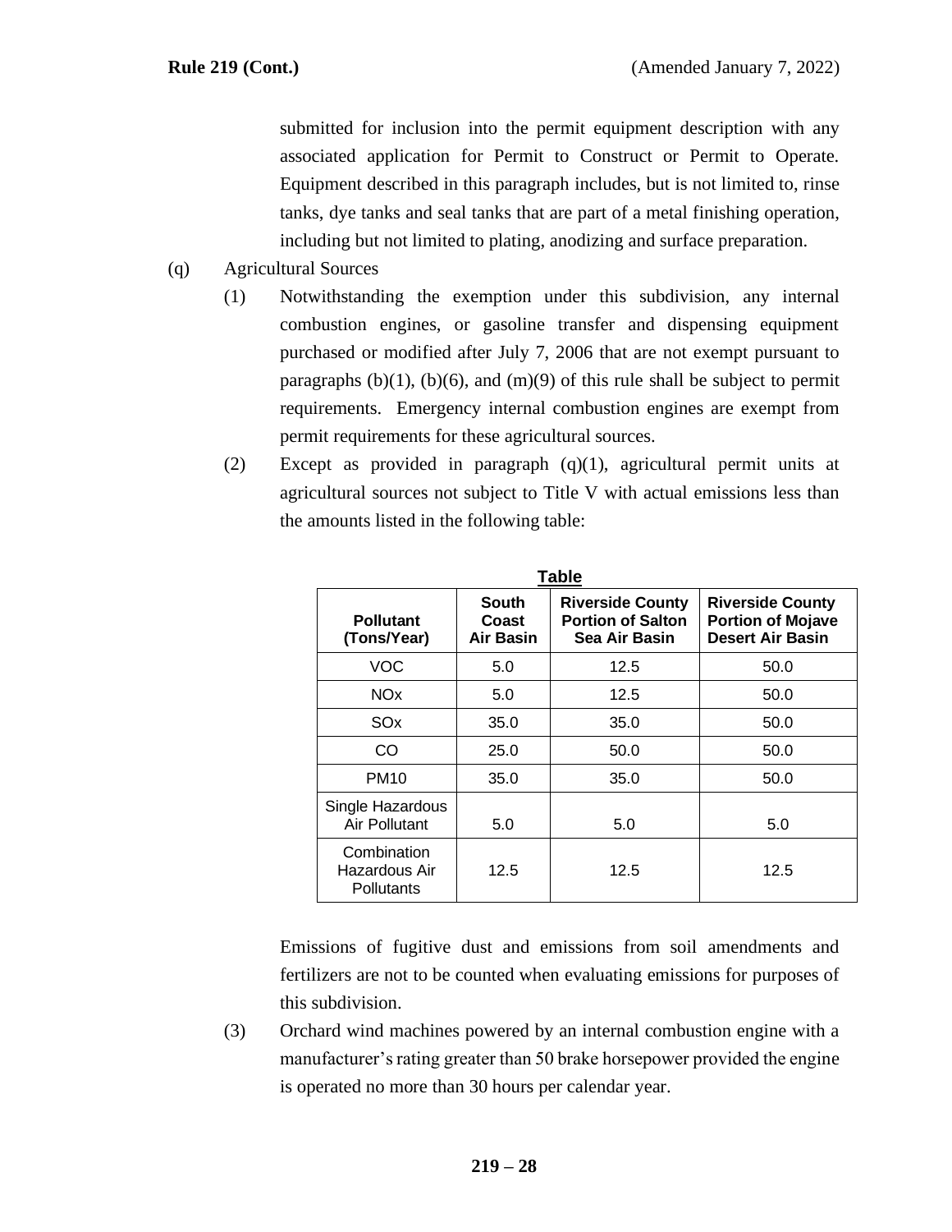submitted for inclusion into the permit equipment description with any associated application for Permit to Construct or Permit to Operate. Equipment described in this paragraph includes, but is not limited to, rinse tanks, dye tanks and seal tanks that are part of a metal finishing operation, including but not limited to plating, anodizing and surface preparation.

(q) Agricultural Sources

(1) Notwithstanding the exemption under this subdivision, any internal combustion engines, or gasoline transfer and dispensing equipment purchased or modified after July 7, 2006 that are not exempt pursuant to paragraphs (b)(1), (b)(6), and (m)(9) of this rule shall be subject to permit requirements. Emergency internal combustion engines are exempt from permit requirements for these agricultural sources.

(2) Except as provided in paragraph (q)(1), agricultural permit units at agricultural sources not subject to Title V with actual emissions less than the amounts listed in the following table:

**Table**

| Pollutant (Tons/Year) | South Coast Air Basin | Riverside County Portion of Salton Sea Air Basin | Riverside County Portion of Mojave Desert Air Basin |
|---|---|---|---|
| VOC | 5.0 | 12.5 | 50.0 |
| NOx | 5.0 | 12.5 | 50.0 |
| SOx | 35.0 | 35.0 | 50.0 |
| CO | 25.0 | 50.0 | 50.0 |
| PM10 | 35.0 | 35.0 | 50.0 |
| Single Hazardous Air Pollutant | 5.0 | 5.0 | 5.0 |
| Combination Hazardous Air Pollutants | 12.5 | 12.5 | 12.5 |

Emissions of fugitive dust and emissions from soil amendments and fertilizers are not to be counted when evaluating emissions for purposes of this subdivision.

(3) Orchard wind machines powered by an internal combustion engine with a manufacturer's rating greater than 50 brake horsepower provided the engine is operated no more than 30 hours per calendar year.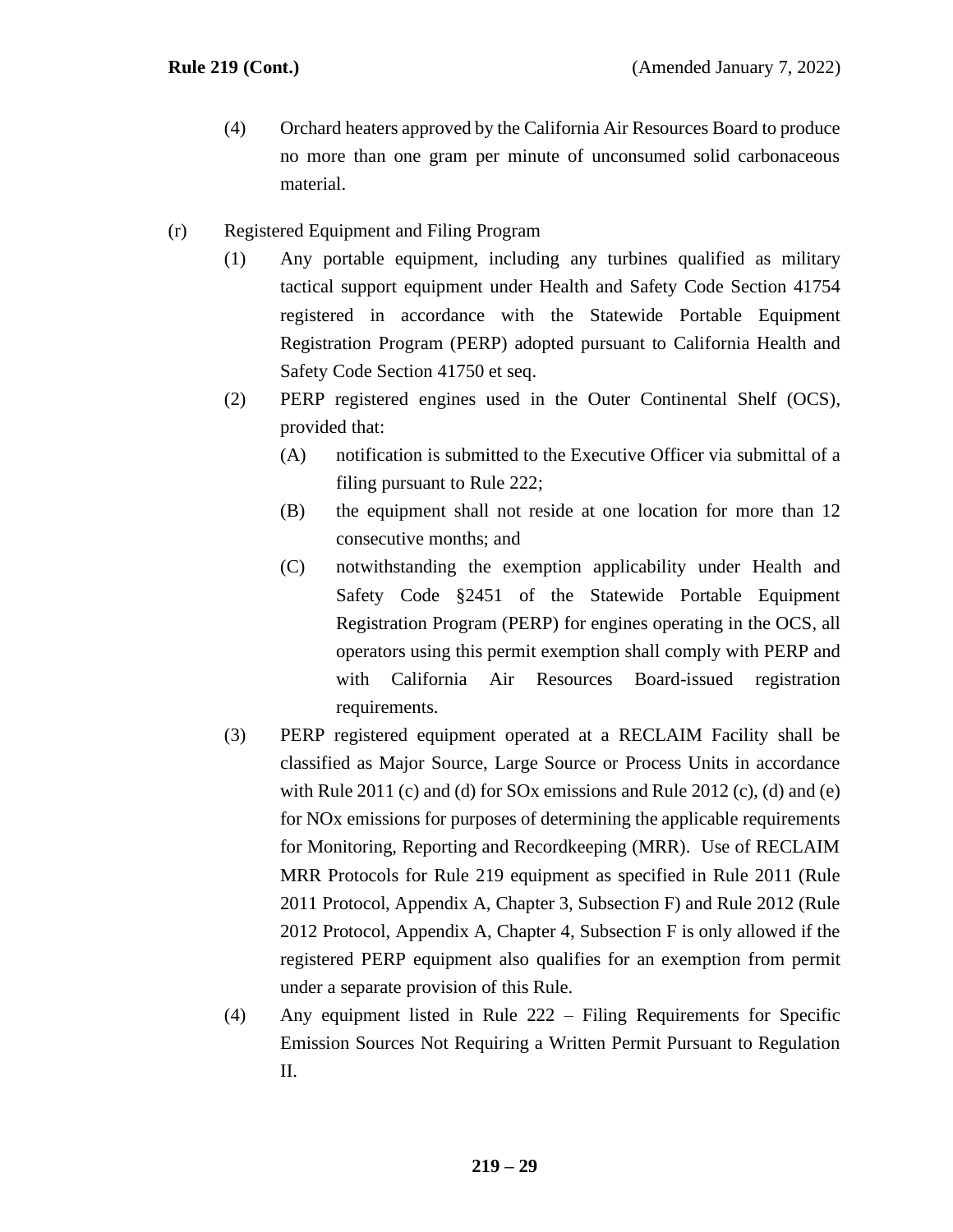(4) Orchard heaters approved by the California Air Resources Board to produce no more than one gram per minute of unconsumed solid carbonaceous material.

(r) Registered Equipment and Filing Program

(1) Any portable equipment, including any turbines qualified as military tactical support equipment under Health and Safety Code Section 41754 registered in accordance with the Statewide Portable Equipment Registration Program (PERP) adopted pursuant to California Health and Safety Code Section 41750 et seq.

(2) PERP registered engines used in the Outer Continental Shelf (OCS), provided that:

(A) notification is submitted to the Executive Officer via submittal of a filing pursuant to Rule 222;

(B) the equipment shall not reside at one location for more than 12 consecutive months; and

(C) notwithstanding the exemption applicability under Health and Safety Code §2451 of the Statewide Portable Equipment Registration Program (PERP) for engines operating in the OCS, all operators using this permit exemption shall comply with PERP and with California Air Resources Board-issued registration requirements.

(3) PERP registered equipment operated at a RECLAIM Facility shall be classified as Major Source, Large Source or Process Units in accordance with Rule 2011 (c) and (d) for SOx emissions and Rule 2012 (c), (d) and (e) for NOx emissions for purposes of determining the applicable requirements for Monitoring, Reporting and Recordkeeping (MRR). Use of RECLAIM MRR Protocols for Rule 219 equipment as specified in Rule 2011 (Rule 2011 Protocol, Appendix A, Chapter 3, Subsection F) and Rule 2012 (Rule 2012 Protocol, Appendix A, Chapter 4, Subsection F is only allowed if the registered PERP equipment also qualifies for an exemption from permit under a separate provision of this Rule.

(4) Any equipment listed in Rule 222 – Filing Requirements for Specific Emission Sources Not Requiring a Written Permit Pursuant to Regulation II.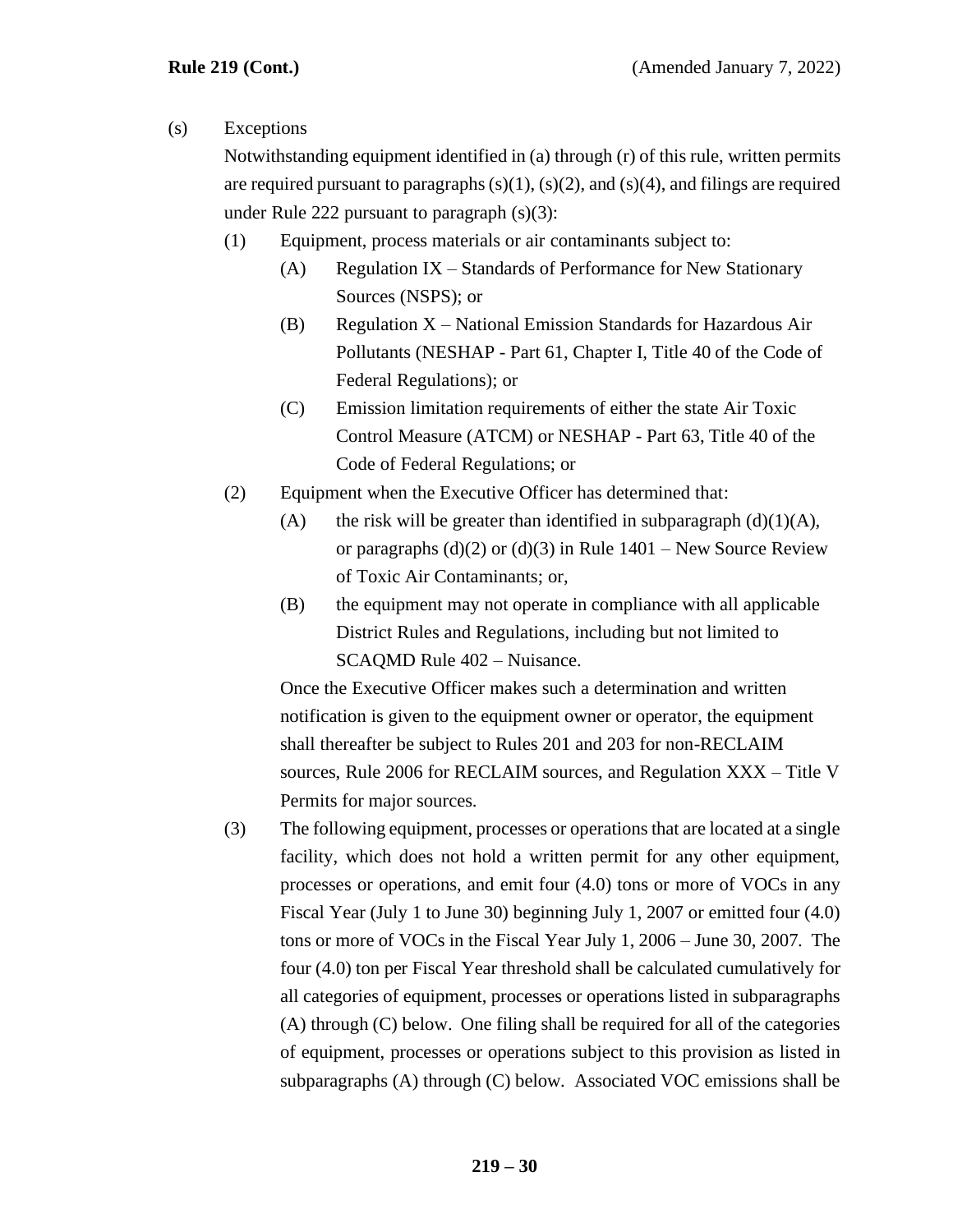(s) Exceptions

Notwithstanding equipment identified in (a) through (r) of this rule, written permits are required pursuant to paragraphs (s)(1), (s)(2), and (s)(4), and filings are required under Rule 222 pursuant to paragraph (s)(3):

(1) Equipment, process materials or air contaminants subject to:

(A) Regulation IX – Standards of Performance for New Stationary Sources (NSPS); or

(B) Regulation X – National Emission Standards for Hazardous Air Pollutants (NESHAP - Part 61, Chapter I, Title 40 of the Code of Federal Regulations); or

(C) Emission limitation requirements of either the state Air Toxic Control Measure (ATCM) or NESHAP - Part 63, Title 40 of the Code of Federal Regulations; or

(2) Equipment when the Executive Officer has determined that:

(A) the risk will be greater than identified in subparagraph (d)(1)(A), or paragraphs (d)(2) or (d)(3) in Rule 1401 – New Source Review of Toxic Air Contaminants; or,

(B) the equipment may not operate in compliance with all applicable District Rules and Regulations, including but not limited to SCAQMD Rule 402 – Nuisance.

Once the Executive Officer makes such a determination and written notification is given to the equipment owner or operator, the equipment shall thereafter be subject to Rules 201 and 203 for non-RECLAIM sources, Rule 2006 for RECLAIM sources, and Regulation XXX – Title V Permits for major sources.

(3) The following equipment, processes or operations that are located at a single facility, which does not hold a written permit for any other equipment, processes or operations, and emit four (4.0) tons or more of VOCs in any Fiscal Year (July 1 to June 30) beginning July 1, 2007 or emitted four (4.0) tons or more of VOCs in the Fiscal Year July 1, 2006 – June 30, 2007. The four (4.0) ton per Fiscal Year threshold shall be calculated cumulatively for all categories of equipment, processes or operations listed in subparagraphs (A) through (C) below. One filing shall be required for all of the categories of equipment, processes or operations subject to this provision as listed in subparagraphs (A) through (C) below. Associated VOC emissions shall be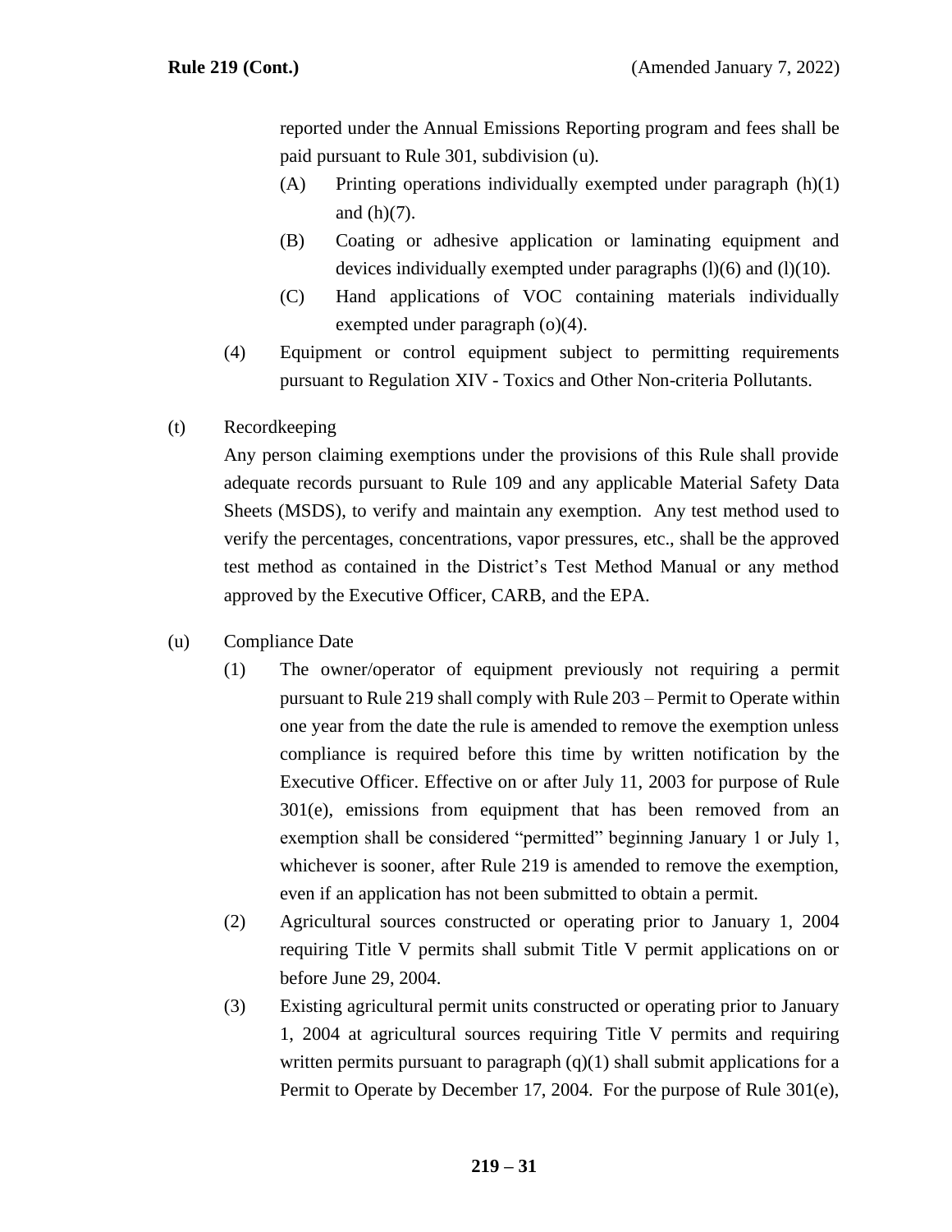reported under the Annual Emissions Reporting program and fees shall be paid pursuant to Rule 301, subdivision (u).

(A) Printing operations individually exempted under paragraph (h)(1) and (h)(7).

(B) Coating or adhesive application or laminating equipment and devices individually exempted under paragraphs (l)(6) and (l)(10).

(C) Hand applications of VOC containing materials individually exempted under paragraph (o)(4).

(4) Equipment or control equipment subject to permitting requirements pursuant to Regulation XIV - Toxics and Other Non-criteria Pollutants.

(t) Recordkeeping

Any person claiming exemptions under the provisions of this Rule shall provide adequate records pursuant to Rule 109 and any applicable Material Safety Data Sheets (MSDS), to verify and maintain any exemption. Any test method used to verify the percentages, concentrations, vapor pressures, etc., shall be the approved test method as contained in the District's Test Method Manual or any method approved by the Executive Officer, CARB, and the EPA.

(u) Compliance Date

(1) The owner/operator of equipment previously not requiring a permit pursuant to Rule 219 shall comply with Rule 203 – Permit to Operate within one year from the date the rule is amended to remove the exemption unless compliance is required before this time by written notification by the Executive Officer. Effective on or after July 11, 2003 for purpose of Rule 301(e), emissions from equipment that has been removed from an exemption shall be considered "permitted" beginning January 1 or July 1, whichever is sooner, after Rule 219 is amended to remove the exemption, even if an application has not been submitted to obtain a permit.

(2) Agricultural sources constructed or operating prior to January 1, 2004 requiring Title V permits shall submit Title V permit applications on or before June 29, 2004.

(3) Existing agricultural permit units constructed or operating prior to January 1, 2004 at agricultural sources requiring Title V permits and requiring written permits pursuant to paragraph (q)(1) shall submit applications for a Permit to Operate by December 17, 2004. For the purpose of Rule 301(e),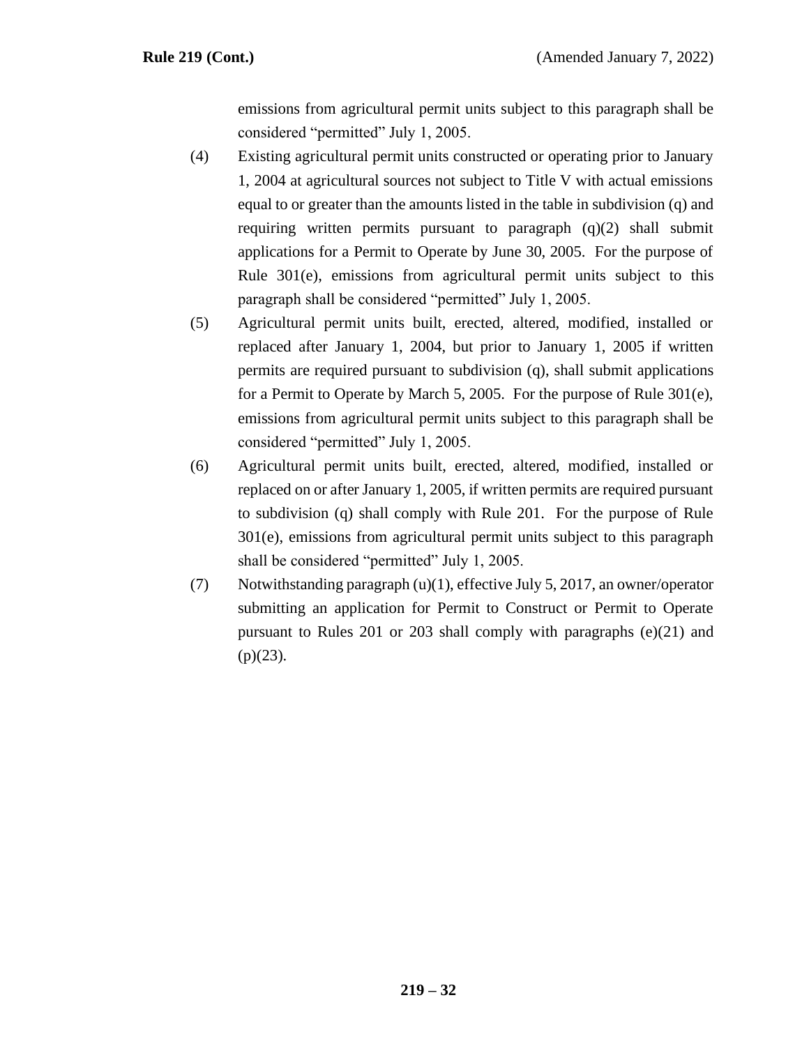emissions from agricultural permit units subject to this paragraph shall be considered "permitted" July 1, 2005.

(4) Existing agricultural permit units constructed or operating prior to January 1, 2004 at agricultural sources not subject to Title V with actual emissions equal to or greater than the amounts listed in the table in subdivision (q) and requiring written permits pursuant to paragraph (q)(2) shall submit applications for a Permit to Operate by June 30, 2005. For the purpose of Rule 301(e), emissions from agricultural permit units subject to this paragraph shall be considered "permitted" July 1, 2005.

(5) Agricultural permit units built, erected, altered, modified, installed or replaced after January 1, 2004, but prior to January 1, 2005 if written permits are required pursuant to subdivision (q), shall submit applications for a Permit to Operate by March 5, 2005. For the purpose of Rule 301(e), emissions from agricultural permit units subject to this paragraph shall be considered "permitted" July 1, 2005.

(6) Agricultural permit units built, erected, altered, modified, installed or replaced on or after January 1, 2005, if written permits are required pursuant to subdivision (q) shall comply with Rule 201. For the purpose of Rule 301(e), emissions from agricultural permit units subject to this paragraph shall be considered "permitted" July 1, 2005.

(7) Notwithstanding paragraph (u)(1), effective July 5, 2017, an owner/operator submitting an application for Permit to Construct or Permit to Operate pursuant to Rules 201 or 203 shall comply with paragraphs (e)(21) and (p)(23).